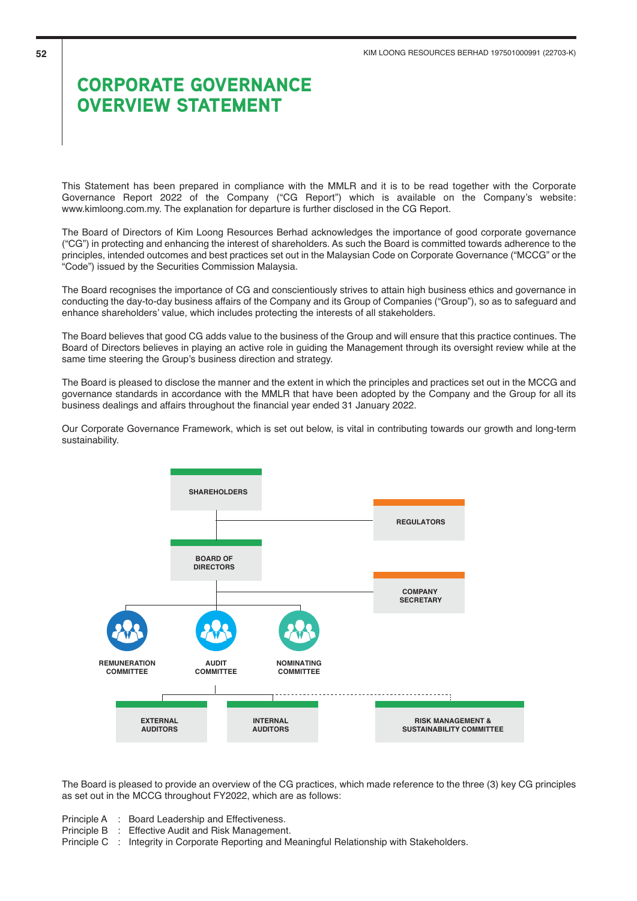# CORPORATE GOVERNANCE OVERVIEW STATEMENT

This Statement has been prepared in compliance with the MMLR and it is to be read together with the Corporate Governance Report 2022 of the Company ("CG Report") which is available on the Company's website: www.kimloong.com.my. The explanation for departure is further disclosed in the CG Report.

The Board of Directors of Kim Loong Resources Berhad acknowledges the importance of good corporate governance ("CG") in protecting and enhancing the interest of shareholders. As such the Board is committed towards adherence to the principles, intended outcomes and best practices set out in the Malaysian Code on Corporate Governance ("MCCG" or the "Code") issued by the Securities Commission Malaysia.

The Board recognises the importance of CG and conscientiously strives to attain high business ethics and governance in conducting the day-to-day business affairs of the Company and its Group of Companies ("Group"), so as to safeguard and enhance shareholders' value, which includes protecting the interests of all stakeholders.

The Board believes that good CG adds value to the business of the Group and will ensure that this practice continues. The Board of Directors believes in playing an active role in guiding the Management through its oversight review while at the same time steering the Group's business direction and strategy.

The Board is pleased to disclose the manner and the extent in which the principles and practices set out in the MCCG and governance standards in accordance with the MMLR that have been adopted by the Company and the Group for all its business dealings and affairs throughout the financial year ended 31 January 2022.

Our Corporate Governance Framework, which is set out below, is vital in contributing towards our growth and long-term sustainability.

SHAREHOLDERS

REGULATORS

BOARD OF DIRECTORS

COMPANY SECRETARY

REMUNERATION COMMITTEE

AUDIT COMMITTEE

NOMINATING COMMITTEE

EXTERNAL AUDITORS

INTERNAL AUDITORS

RISK MANAGEMENT & SUSTAINABILITY COMMITTEE

The Board is pleased to provide an overview of the CG practices, which made reference to the three (3) key CG principles as set out in the MCCG throughout FY2022, which are as follows:

- Principle A : Board Leadership and Effectiveness.
- Principle B : Effective Audit and Risk Management.
- Principle C : Integrity in Corporate Reporting and Meaningful Relationship with Stakeholders.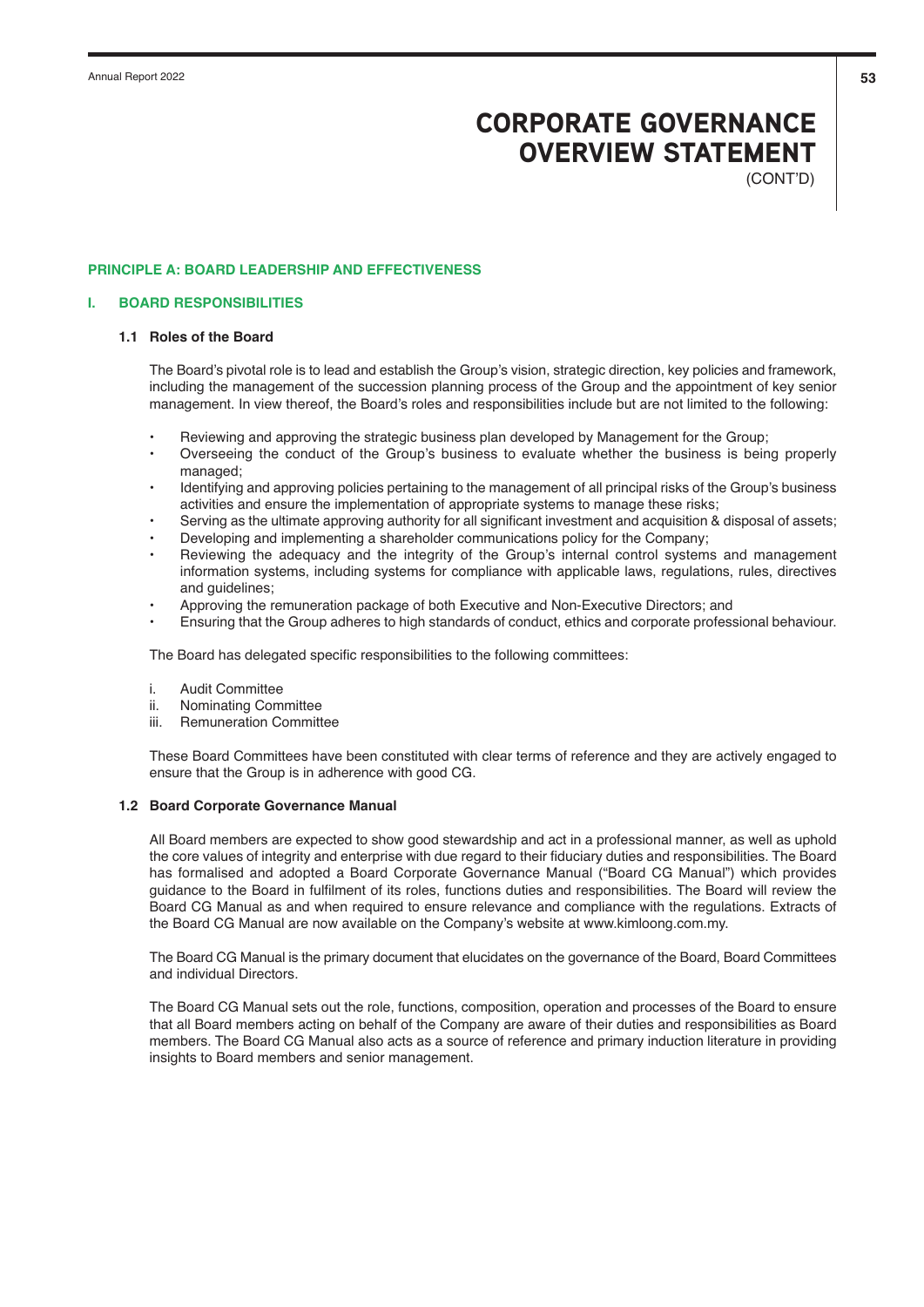# CORPORATE GOVERNANCE OVERVIEW STATEMENT
(CONT'D)

## PRINCIPLE A: BOARD LEADERSHIP AND EFFECTIVENESS

## I. BOARD RESPONSIBILITIES

### 1.1 Roles of the Board

The Board's pivotal role is to lead and establish the Group's vision, strategic direction, key policies and framework, including the management of the succession planning process of the Group and the appointment of key senior management. In view thereof, the Board's roles and responsibilities include but are not limited to the following:

- Reviewing and approving the strategic business plan developed by Management for the Group;
- Overseeing the conduct of the Group's business to evaluate whether the business is being properly managed;
- Identifying and approving policies pertaining to the management of all principal risks of the Group's business activities and ensure the implementation of appropriate systems to manage these risks;
- Serving as the ultimate approving authority for all significant investment and acquisition & disposal of assets;
- Developing and implementing a shareholder communications policy for the Company;
- Reviewing the adequacy and the integrity of the Group's internal control systems and management information systems, including systems for compliance with applicable laws, regulations, rules, directives and guidelines;
- Approving the remuneration package of both Executive and Non-Executive Directors; and
- Ensuring that the Group adheres to high standards of conduct, ethics and corporate professional behaviour.

The Board has delegated specific responsibilities to the following committees:

i. Audit Committee
ii. Nominating Committee
iii. Remuneration Committee

These Board Committees have been constituted with clear terms of reference and they are actively engaged to ensure that the Group is in adherence with good CG.

### 1.2 Board Corporate Governance Manual

All Board members are expected to show good stewardship and act in a professional manner, as well as uphold the core values of integrity and enterprise with due regard to their fiduciary duties and responsibilities. The Board has formalised and adopted a Board Corporate Governance Manual ("Board CG Manual") which provides guidance to the Board in fulfilment of its roles, functions duties and responsibilities. The Board will review the Board CG Manual as and when required to ensure relevance and compliance with the regulations. Extracts of the Board CG Manual are now available on the Company's website at www.kimloong.com.my.

The Board CG Manual is the primary document that elucidates on the governance of the Board, Board Committees and individual Directors.

The Board CG Manual sets out the role, functions, composition, operation and processes of the Board to ensure that all Board members acting on behalf of the Company are aware of their duties and responsibilities as Board members. The Board CG Manual also acts as a source of reference and primary induction literature in providing insights to Board members and senior management.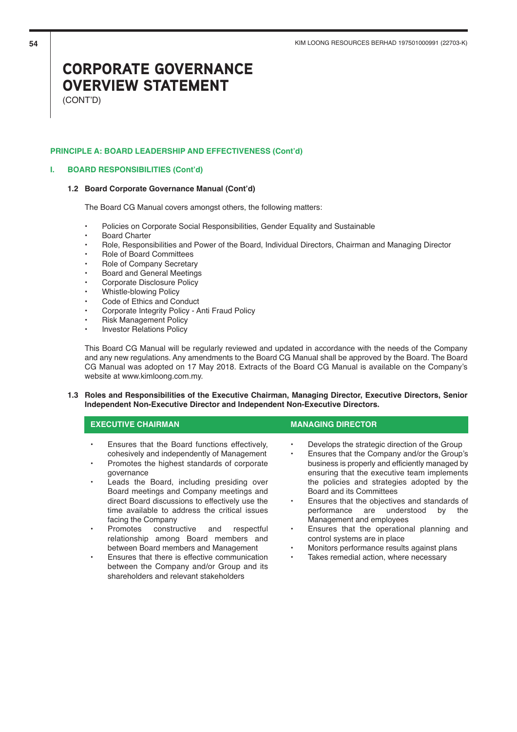# CORPORATE GOVERNANCE OVERVIEW STATEMENT

(CONT'D)

## PRINCIPLE A: BOARD LEADERSHIP AND EFFECTIVENESS (Cont'd)

### I. BOARD RESPONSIBILITIES (Cont'd)

#### 1.2 Board Corporate Governance Manual (Cont'd)

The Board CG Manual covers amongst others, the following matters:

- Policies on Corporate Social Responsibilities, Gender Equality and Sustainable
- Board Charter
- Role, Responsibilities and Power of the Board, Individual Directors, Chairman and Managing Director
- Role of Board Committees
- Role of Company Secretary
- Board and General Meetings
- Corporate Disclosure Policy
- Whistle-blowing Policy
- Code of Ethics and Conduct
- Corporate Integrity Policy - Anti Fraud Policy
- Risk Management Policy
- Investor Relations Policy

This Board CG Manual will be regularly reviewed and updated in accordance with the needs of the Company and any new regulations. Any amendments to the Board CG Manual shall be approved by the Board. The Board CG Manual was adopted on 17 May 2018. Extracts of the Board CG Manual is available on the Company's website at www.kimloong.com.my.

#### 1.3 Roles and Responsibilities of the Executive Chairman, Managing Director, Executive Directors, Senior Independent Non-Executive Director and Independent Non-Executive Directors.

**EXECUTIVE CHAIRMAN**

- Ensures that the Board functions effectively, cohesively and independently of Management
- Promotes the highest standards of corporate governance
- Leads the Board, including presiding over Board meetings and Company meetings and direct Board discussions to effectively use the time available to address the critical issues facing the Company
- Promotes constructive and respectful relationship among Board members and between Board members and Management
- Ensures that there is effective communication between the Company and/or Group and its shareholders and relevant stakeholders

**MANAGING DIRECTOR**

- Develops the strategic direction of the Group
- Ensures that the Company and/or the Group's business is properly and efficiently managed by ensuring that the executive team implements the policies and strategies adopted by the Board and its Committees
- Ensures that the objectives and standards of performance are understood by the Management and employees
- Ensures that the operational planning and control systems are in place
- Monitors performance results against plans
- Takes remedial action, where necessary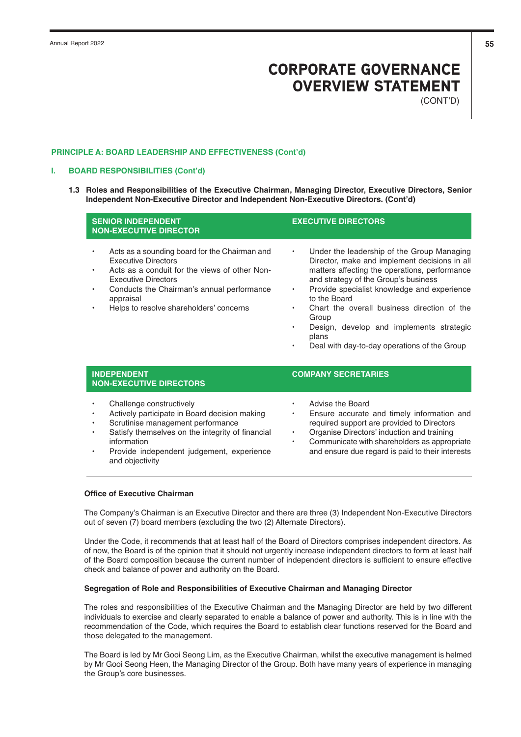# CORPORATE GOVERNANCE OVERVIEW STATEMENT
(CONT'D)

**PRINCIPLE A: BOARD LEADERSHIP AND EFFECTIVENESS (Cont'd)**

**I. BOARD RESPONSIBILITIES (Cont'd)**

**1.3 Roles and Responsibilities of the Executive Chairman, Managing Director, Executive Directors, Senior Independent Non-Executive Director and Independent Non-Executive Directors. (Cont'd)**

**SENIOR INDEPENDENT NON-EXECUTIVE DIRECTOR**

- Acts as a sounding board for the Chairman and Executive Directors
- Acts as a conduit for the views of other Non-Executive Directors
- Conducts the Chairman's annual performance appraisal
- Helps to resolve shareholders' concerns

**EXECUTIVE DIRECTORS**

- Under the leadership of the Group Managing Director, make and implement decisions in all matters affecting the operations, performance and strategy of the Group's business
- Provide specialist knowledge and experience to the Board
- Chart the overall business direction of the Group
- Design, develop and implements strategic plans
- Deal with day-to-day operations of the Group

**INDEPENDENT NON-EXECUTIVE DIRECTORS**

- Challenge constructively
- Actively participate in Board decision making
- Scrutinise management performance
- Satisfy themselves on the integrity of financial information
- Provide independent judgement, experience and objectivity

**COMPANY SECRETARIES**

- Advise the Board
- Ensure accurate and timely information and required support are provided to Directors
- Organise Directors' induction and training
- Communicate with shareholders as appropriate and ensure due regard is paid to their interests

**Office of Executive Chairman**

The Company's Chairman is an Executive Director and there are three (3) Independent Non-Executive Directors out of seven (7) board members (excluding the two (2) Alternate Directors).

Under the Code, it recommends that at least half of the Board of Directors comprises independent directors. As of now, the Board is of the opinion that it should not urgently increase independent directors to form at least half of the Board composition because the current number of independent directors is sufficient to ensure effective check and balance of power and authority on the Board.

**Segregation of Role and Responsibilities of Executive Chairman and Managing Director**

The roles and responsibilities of the Executive Chairman and the Managing Director are held by two different individuals to exercise and clearly separated to enable a balance of power and authority. This is in line with the recommendation of the Code, which requires the Board to establish clear functions reserved for the Board and those delegated to the management.

The Board is led by Mr Gooi Seong Lim, as the Executive Chairman, whilst the executive management is helmed by Mr Gooi Seong Heen, the Managing Director of the Group. Both have many years of experience in managing the Group's core businesses.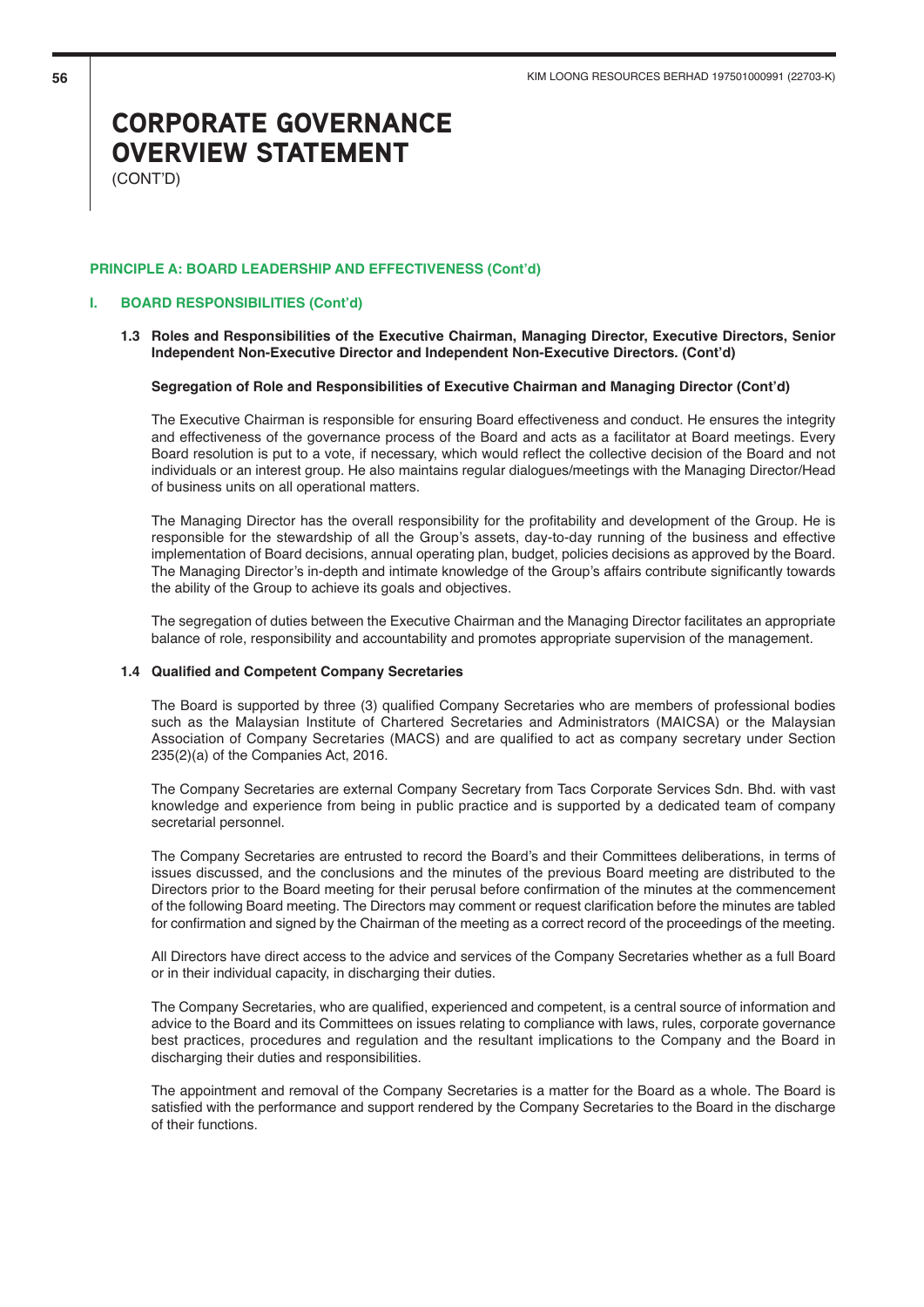# CORPORATE GOVERNANCE OVERVIEW STATEMENT

(CONT'D)

## PRINCIPLE A: BOARD LEADERSHIP AND EFFECTIVENESS (Cont'd)

### I. BOARD RESPONSIBILITIES (Cont'd)

#### 1.3 Roles and Responsibilities of the Executive Chairman, Managing Director, Executive Directors, Senior Independent Non-Executive Director and Independent Non-Executive Directors. (Cont'd)

**Segregation of Role and Responsibilities of Executive Chairman and Managing Director (Cont'd)**

The Executive Chairman is responsible for ensuring Board effectiveness and conduct. He ensures the integrity and effectiveness of the governance process of the Board and acts as a facilitator at Board meetings. Every Board resolution is put to a vote, if necessary, which would reflect the collective decision of the Board and not individuals or an interest group. He also maintains regular dialogues/meetings with the Managing Director/Head of business units on all operational matters.

The Managing Director has the overall responsibility for the profitability and development of the Group. He is responsible for the stewardship of all the Group's assets, day-to-day running of the business and effective implementation of Board decisions, annual operating plan, budget, policies decisions as approved by the Board. The Managing Director's in-depth and intimate knowledge of the Group's affairs contribute significantly towards the ability of the Group to achieve its goals and objectives.

The segregation of duties between the Executive Chairman and the Managing Director facilitates an appropriate balance of role, responsibility and accountability and promotes appropriate supervision of the management.

#### 1.4 Qualified and Competent Company Secretaries

The Board is supported by three (3) qualified Company Secretaries who are members of professional bodies such as the Malaysian Institute of Chartered Secretaries and Administrators (MAICSA) or the Malaysian Association of Company Secretaries (MACS) and are qualified to act as company secretary under Section 235(2)(a) of the Companies Act, 2016.

The Company Secretaries are external Company Secretary from Tacs Corporate Services Sdn. Bhd. with vast knowledge and experience from being in public practice and is supported by a dedicated team of company secretarial personnel.

The Company Secretaries are entrusted to record the Board's and their Committees deliberations, in terms of issues discussed, and the conclusions and the minutes of the previous Board meeting are distributed to the Directors prior to the Board meeting for their perusal before confirmation of the minutes at the commencement of the following Board meeting. The Directors may comment or request clarification before the minutes are tabled for confirmation and signed by the Chairman of the meeting as a correct record of the proceedings of the meeting.

All Directors have direct access to the advice and services of the Company Secretaries whether as a full Board or in their individual capacity, in discharging their duties.

The Company Secretaries, who are qualified, experienced and competent, is a central source of information and advice to the Board and its Committees on issues relating to compliance with laws, rules, corporate governance best practices, procedures and regulation and the resultant implications to the Company and the Board in discharging their duties and responsibilities.

The appointment and removal of the Company Secretaries is a matter for the Board as a whole. The Board is satisfied with the performance and support rendered by the Company Secretaries to the Board in the discharge of their functions.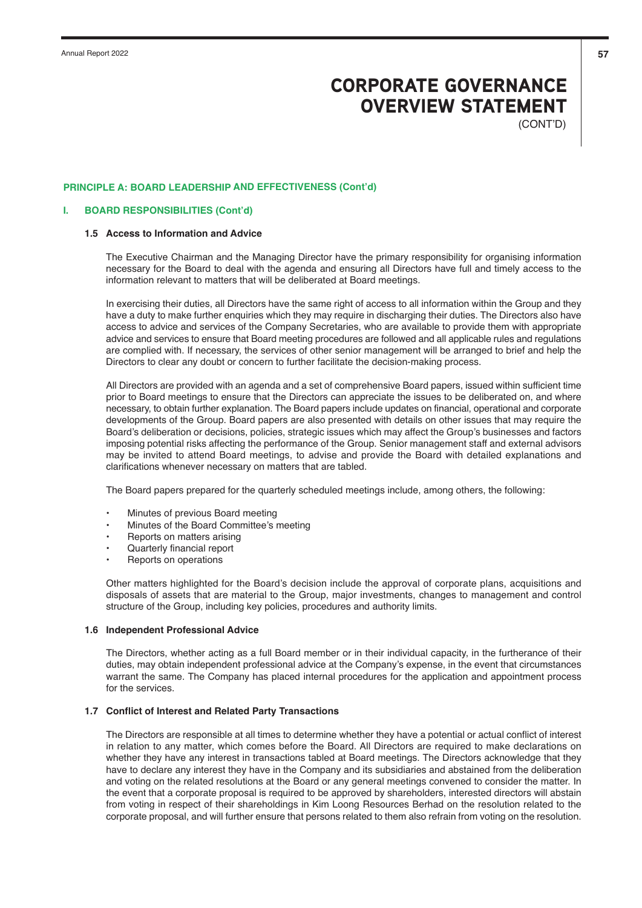# CORPORATE GOVERNANCE OVERVIEW STATEMENT

(CONT'D)

## PRINCIPLE A: BOARD LEADERSHIP AND EFFECTIVENESS (Cont'd)

### I. BOARD RESPONSIBILITIES (Cont'd)

#### 1.5 Access to Information and Advice

The Executive Chairman and the Managing Director have the primary responsibility for organising information necessary for the Board to deal with the agenda and ensuring all Directors have full and timely access to the information relevant to matters that will be deliberated at Board meetings.

In exercising their duties, all Directors have the same right of access to all information within the Group and they have a duty to make further enquiries which they may require in discharging their duties. The Directors also have access to advice and services of the Company Secretaries, who are available to provide them with appropriate advice and services to ensure that Board meeting procedures are followed and all applicable rules and regulations are complied with. If necessary, the services of other senior management will be arranged to brief and help the Directors to clear any doubt or concern to further facilitate the decision-making process.

All Directors are provided with an agenda and a set of comprehensive Board papers, issued within sufficient time prior to Board meetings to ensure that the Directors can appreciate the issues to be deliberated on, and where necessary, to obtain further explanation. The Board papers include updates on financial, operational and corporate developments of the Group. Board papers are also presented with details on other issues that may require the Board's deliberation or decisions, policies, strategic issues which may affect the Group's businesses and factors imposing potential risks affecting the performance of the Group. Senior management staff and external advisors may be invited to attend Board meetings, to advise and provide the Board with detailed explanations and clarifications whenever necessary on matters that are tabled.

The Board papers prepared for the quarterly scheduled meetings include, among others, the following:

- Minutes of previous Board meeting
- Minutes of the Board Committee's meeting
- Reports on matters arising
- Quarterly financial report
- Reports on operations

Other matters highlighted for the Board's decision include the approval of corporate plans, acquisitions and disposals of assets that are material to the Group, major investments, changes to management and control structure of the Group, including key policies, procedures and authority limits.

#### 1.6 Independent Professional Advice

The Directors, whether acting as a full Board member or in their individual capacity, in the furtherance of their duties, may obtain independent professional advice at the Company's expense, in the event that circumstances warrant the same. The Company has placed internal procedures for the application and appointment process for the services.

#### 1.7 Conflict of Interest and Related Party Transactions

The Directors are responsible at all times to determine whether they have a potential or actual conflict of interest in relation to any matter, which comes before the Board. All Directors are required to make declarations on whether they have any interest in transactions tabled at Board meetings. The Directors acknowledge that they have to declare any interest they have in the Company and its subsidiaries and abstained from the deliberation and voting on the related resolutions at the Board or any general meetings convened to consider the matter. In the event that a corporate proposal is required to be approved by shareholders, interested directors will abstain from voting in respect of their shareholdings in Kim Loong Resources Berhad on the resolution related to the corporate proposal, and will further ensure that persons related to them also refrain from voting on the resolution.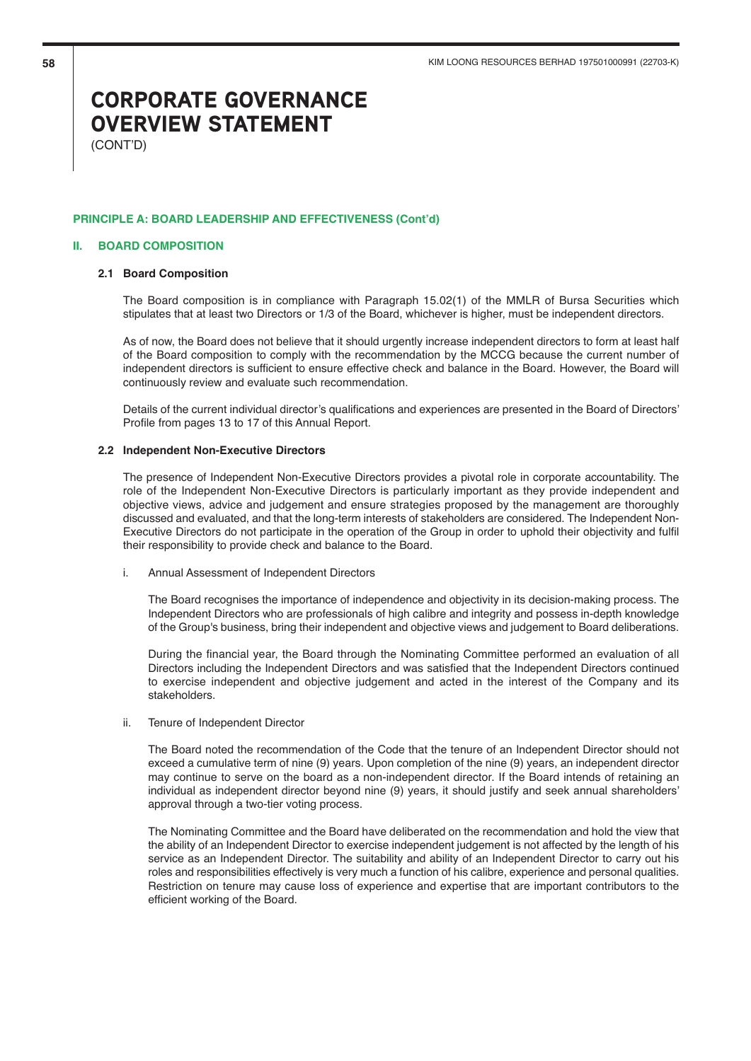# CORPORATE GOVERNANCE OVERVIEW STATEMENT
(CONT'D)

**PRINCIPLE A: BOARD LEADERSHIP AND EFFECTIVENESS (Cont'd)**

## II. BOARD COMPOSITION

### 2.1 Board Composition

The Board composition is in compliance with Paragraph 15.02(1) of the MMLR of Bursa Securities which stipulates that at least two Directors or 1/3 of the Board, whichever is higher, must be independent directors.

As of now, the Board does not believe that it should urgently increase independent directors to form at least half of the Board composition to comply with the recommendation by the MCCG because the current number of independent directors is sufficient to ensure effective check and balance in the Board. However, the Board will continuously review and evaluate such recommendation.

Details of the current individual director's qualifications and experiences are presented in the Board of Directors' Profile from pages 13 to 17 of this Annual Report.

### 2.2 Independent Non-Executive Directors

The presence of Independent Non-Executive Directors provides a pivotal role in corporate accountability. The role of the Independent Non-Executive Directors is particularly important as they provide independent and objective views, advice and judgement and ensure strategies proposed by the management are thoroughly discussed and evaluated, and that the long-term interests of stakeholders are considered. The Independent Non-Executive Directors do not participate in the operation of the Group in order to uphold their objectivity and fulfil their responsibility to provide check and balance to the Board.

i. Annual Assessment of Independent Directors

The Board recognises the importance of independence and objectivity in its decision-making process. The Independent Directors who are professionals of high calibre and integrity and possess in-depth knowledge of the Group's business, bring their independent and objective views and judgement to Board deliberations.

During the financial year, the Board through the Nominating Committee performed an evaluation of all Directors including the Independent Directors and was satisfied that the Independent Directors continued to exercise independent and objective judgement and acted in the interest of the Company and its stakeholders.

ii. Tenure of Independent Director

The Board noted the recommendation of the Code that the tenure of an Independent Director should not exceed a cumulative term of nine (9) years. Upon completion of the nine (9) years, an independent director may continue to serve on the board as a non-independent director. If the Board intends of retaining an individual as independent director beyond nine (9) years, it should justify and seek annual shareholders' approval through a two-tier voting process.

The Nominating Committee and the Board have deliberated on the recommendation and hold the view that the ability of an Independent Director to exercise independent judgement is not affected by the length of his service as an Independent Director. The suitability and ability of an Independent Director to carry out his roles and responsibilities effectively is very much a function of his calibre, experience and personal qualities. Restriction on tenure may cause loss of experience and expertise that are important contributors to the efficient working of the Board.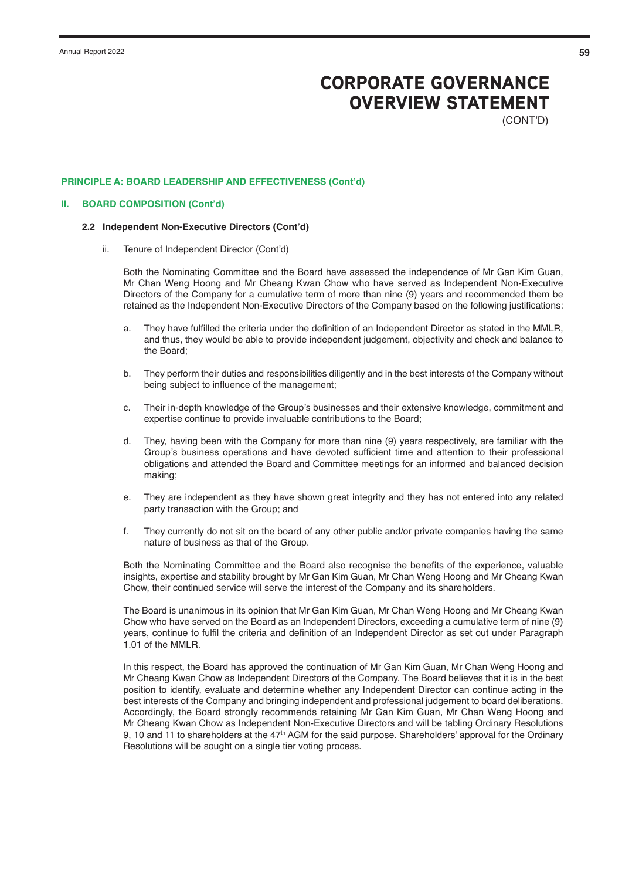# CORPORATE GOVERNANCE OVERVIEW STATEMENT
(CONT'D)

**PRINCIPLE A: BOARD LEADERSHIP AND EFFECTIVENESS (Cont'd)**

**II. BOARD COMPOSITION (Cont'd)**

**2.2 Independent Non-Executive Directors (Cont'd)**

ii. Tenure of Independent Director (Cont'd)

Both the Nominating Committee and the Board have assessed the independence of Mr Gan Kim Guan, Mr Chan Weng Hoong and Mr Cheang Kwan Chow who have served as Independent Non-Executive Directors of the Company for a cumulative term of more than nine (9) years and recommended them be retained as the Independent Non-Executive Directors of the Company based on the following justifications:

a. They have fulfilled the criteria under the definition of an Independent Director as stated in the MMLR, and thus, they would be able to provide independent judgement, objectivity and check and balance to the Board;

b. They perform their duties and responsibilities diligently and in the best interests of the Company without being subject to influence of the management;

c. Their in-depth knowledge of the Group's businesses and their extensive knowledge, commitment and expertise continue to provide invaluable contributions to the Board;

d. They, having been with the Company for more than nine (9) years respectively, are familiar with the Group's business operations and have devoted sufficient time and attention to their professional obligations and attended the Board and Committee meetings for an informed and balanced decision making;

e. They are independent as they have shown great integrity and they has not entered into any related party transaction with the Group; and

f. They currently do not sit on the board of any other public and/or private companies having the same nature of business as that of the Group.

Both the Nominating Committee and the Board also recognise the benefits of the experience, valuable insights, expertise and stability brought by Mr Gan Kim Guan, Mr Chan Weng Hoong and Mr Cheang Kwan Chow, their continued service will serve the interest of the Company and its shareholders.

The Board is unanimous in its opinion that Mr Gan Kim Guan, Mr Chan Weng Hoong and Mr Cheang Kwan Chow who have served on the Board as an Independent Directors, exceeding a cumulative term of nine (9) years, continue to fulfil the criteria and definition of an Independent Director as set out under Paragraph 1.01 of the MMLR.

In this respect, the Board has approved the continuation of Mr Gan Kim Guan, Mr Chan Weng Hoong and Mr Cheang Kwan Chow as Independent Directors of the Company. The Board believes that it is in the best position to identify, evaluate and determine whether any Independent Director can continue acting in the best interests of the Company and bringing independent and professional judgement to board deliberations. Accordingly, the Board strongly recommends retaining Mr Gan Kim Guan, Mr Chan Weng Hoong and Mr Cheang Kwan Chow as Independent Non-Executive Directors and will be tabling Ordinary Resolutions 9, 10 and 11 to shareholders at the 47th AGM for the said purpose. Shareholders' approval for the Ordinary Resolutions will be sought on a single tier voting process.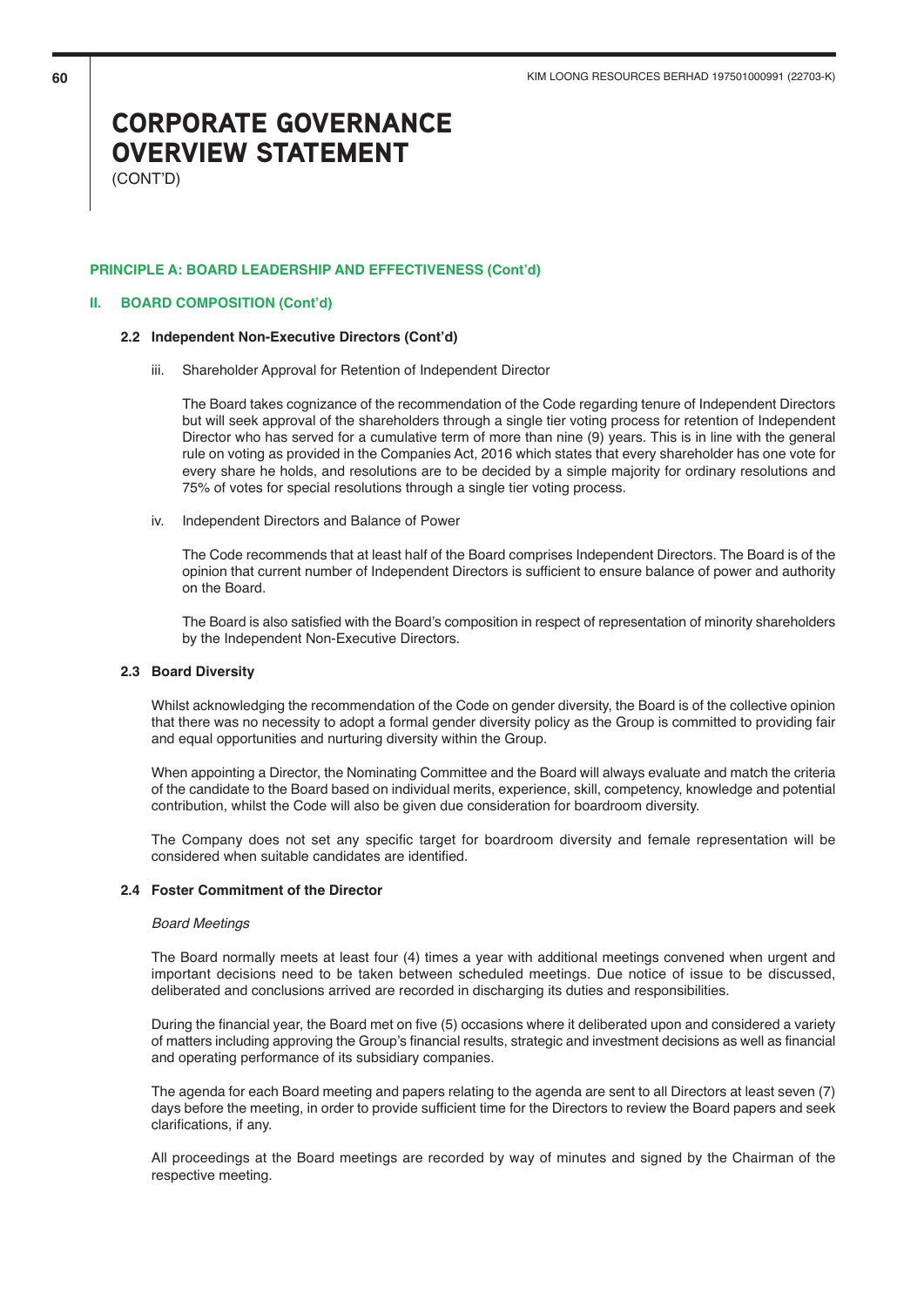# CORPORATE GOVERNANCE OVERVIEW STATEMENT

(CONT'D)

**PRINCIPLE A: BOARD LEADERSHIP AND EFFECTIVENESS (Cont'd)**

## II. BOARD COMPOSITION (Cont'd)

### 2.2 Independent Non-Executive Directors (Cont'd)

iii. Shareholder Approval for Retention of Independent Director

The Board takes cognizance of the recommendation of the Code regarding tenure of Independent Directors but will seek approval of the shareholders through a single tier voting process for retention of Independent Director who has served for a cumulative term of more than nine (9) years. This is in line with the general rule on voting as provided in the Companies Act, 2016 which states that every shareholder has one vote for every share he holds, and resolutions are to be decided by a simple majority for ordinary resolutions and 75% of votes for special resolutions through a single tier voting process.

iv. Independent Directors and Balance of Power

The Code recommends that at least half of the Board comprises Independent Directors. The Board is of the opinion that current number of Independent Directors is sufficient to ensure balance of power and authority on the Board.

The Board is also satisfied with the Board's composition in respect of representation of minority shareholders by the Independent Non-Executive Directors.

### 2.3 Board Diversity

Whilst acknowledging the recommendation of the Code on gender diversity, the Board is of the collective opinion that there was no necessity to adopt a formal gender diversity policy as the Group is committed to providing fair and equal opportunities and nurturing diversity within the Group.

When appointing a Director, the Nominating Committee and the Board will always evaluate and match the criteria of the candidate to the Board based on individual merits, experience, skill, competency, knowledge and potential contribution, whilst the Code will also be given due consideration for boardroom diversity.

The Company does not set any specific target for boardroom diversity and female representation will be considered when suitable candidates are identified.

### 2.4 Foster Commitment of the Director

*Board Meetings*

The Board normally meets at least four (4) times a year with additional meetings convened when urgent and important decisions need to be taken between scheduled meetings. Due notice of issue to be discussed, deliberated and conclusions arrived are recorded in discharging its duties and responsibilities.

During the financial year, the Board met on five (5) occasions where it deliberated upon and considered a variety of matters including approving the Group's financial results, strategic and investment decisions as well as financial and operating performance of its subsidiary companies.

The agenda for each Board meeting and papers relating to the agenda are sent to all Directors at least seven (7) days before the meeting, in order to provide sufficient time for the Directors to review the Board papers and seek clarifications, if any.

All proceedings at the Board meetings are recorded by way of minutes and signed by the Chairman of the respective meeting.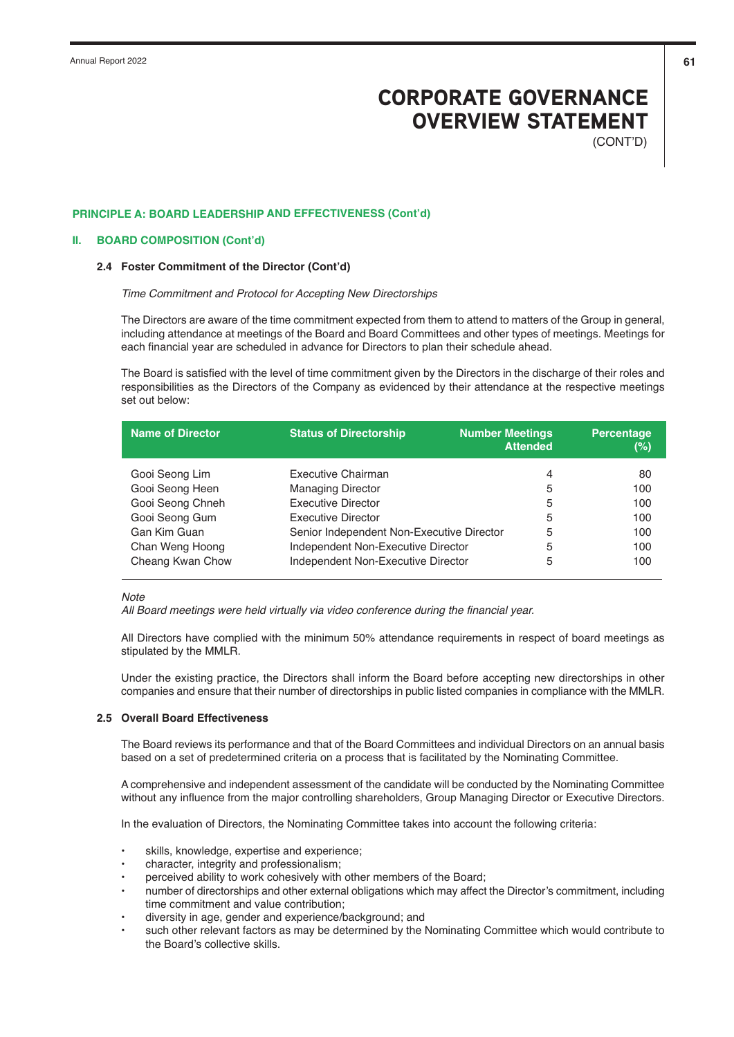# CORPORATE GOVERNANCE OVERVIEW STATEMENT
(CONT'D)

**PRINCIPLE A: BOARD LEADERSHIP AND EFFECTIVENESS (Cont'd)**

**II. BOARD COMPOSITION (Cont'd)**

**2.4 Foster Commitment of the Director (Cont'd)**

*Time Commitment and Protocol for Accepting New Directorships*

The Directors are aware of the time commitment expected from them to attend to matters of the Group in general, including attendance at meetings of the Board and Board Committees and other types of meetings. Meetings for each financial year are scheduled in advance for Directors to plan their schedule ahead.

The Board is satisfied with the level of time commitment given by the Directors in the discharge of their roles and responsibilities as the Directors of the Company as evidenced by their attendance at the respective meetings set out below:

| Name of Director | Status of Directorship | Number Meetings Attended | Percentage (%) |
|---|---|---|---|
| Gooi Seong Lim | Executive Chairman | 4 | 80 |
| Gooi Seong Heen | Managing Director | 5 | 100 |
| Gooi Seong Chneh | Executive Director | 5 | 100 |
| Gooi Seong Gum | Executive Director | 5 | 100 |
| Gan Kim Guan | Senior Independent Non-Executive Director | 5 | 100 |
| Chan Weng Hoong | Independent Non-Executive Director | 5 | 100 |
| Cheang Kwan Chow | Independent Non-Executive Director | 5 | 100 |

*Note*
*All Board meetings were held virtually via video conference during the financial year.*

All Directors have complied with the minimum 50% attendance requirements in respect of board meetings as stipulated by the MMLR.

Under the existing practice, the Directors shall inform the Board before accepting new directorships in other companies and ensure that their number of directorships in public listed companies in compliance with the MMLR.

**2.5 Overall Board Effectiveness**

The Board reviews its performance and that of the Board Committees and individual Directors on an annual basis based on a set of predetermined criteria on a process that is facilitated by the Nominating Committee.

A comprehensive and independent assessment of the candidate will be conducted by the Nominating Committee without any influence from the major controlling shareholders, Group Managing Director or Executive Directors.

In the evaluation of Directors, the Nominating Committee takes into account the following criteria:

- skills, knowledge, expertise and experience;
- character, integrity and professionalism;
- perceived ability to work cohesively with other members of the Board;
- number of directorships and other external obligations which may affect the Director's commitment, including time commitment and value contribution;
- diversity in age, gender and experience/background; and
- such other relevant factors as may be determined by the Nominating Committee which would contribute to the Board's collective skills.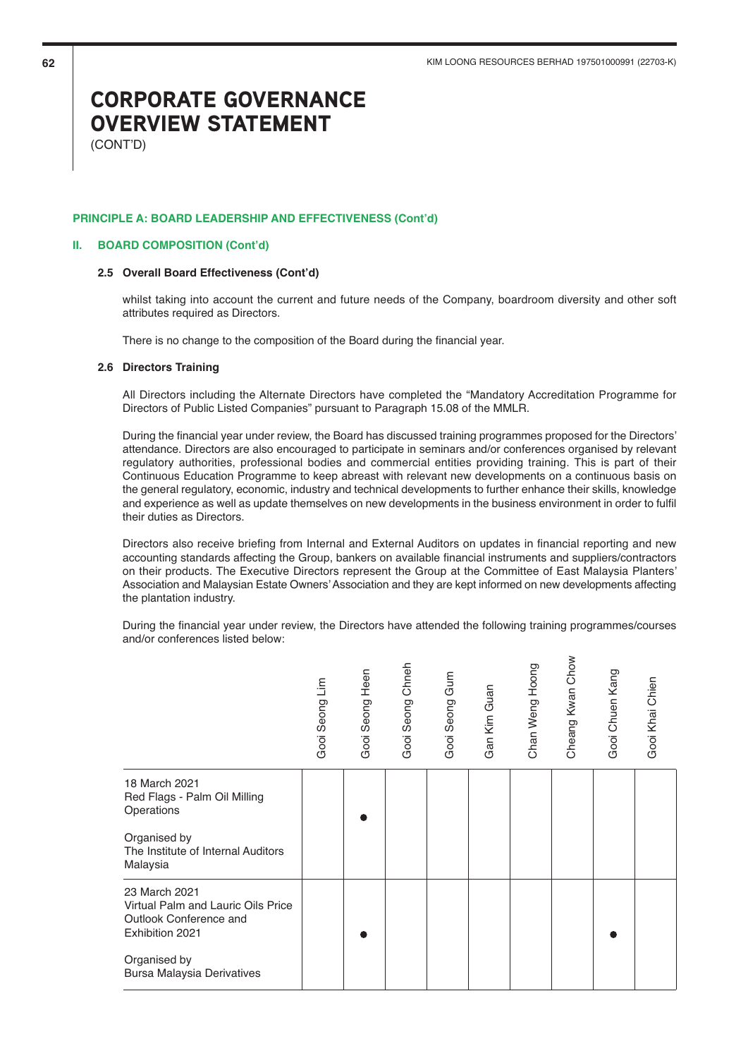# CORPORATE GOVERNANCE OVERVIEW STATEMENT

(CONT'D)

**PRINCIPLE A: BOARD LEADERSHIP AND EFFECTIVENESS (Cont'd)**

**II. BOARD COMPOSITION (Cont'd)**

**2.5 Overall Board Effectiveness (Cont'd)**

whilst taking into account the current and future needs of the Company, boardroom diversity and other soft attributes required as Directors.

There is no change to the composition of the Board during the financial year.

**2.6 Directors Training**

All Directors including the Alternate Directors have completed the "Mandatory Accreditation Programme for Directors of Public Listed Companies" pursuant to Paragraph 15.08 of the MMLR.

During the financial year under review, the Board has discussed training programmes proposed for the Directors' attendance. Directors are also encouraged to participate in seminars and/or conferences organised by relevant regulatory authorities, professional bodies and commercial entities providing training. This is part of their Continuous Education Programme to keep abreast with relevant new developments on a continuous basis on the general regulatory, economic, industry and technical developments to further enhance their skills, knowledge and experience as well as update themselves on new developments in the business environment in order to fulfil their duties as Directors.

Directors also receive briefing from Internal and External Auditors on updates in financial reporting and new accounting standards affecting the Group, bankers on available financial instruments and suppliers/contractors on their products. The Executive Directors represent the Group at the Committee of East Malaysia Planters' Association and Malaysian Estate Owners' Association and they are kept informed on new developments affecting the plantation industry.

During the financial year under review, the Directors have attended the following training programmes/courses and/or conferences listed below:

| | Gooi Seong Lim | Gooi Seong Heen | Gooi Seong Chneh | Gooi Seong Gum | Gan Kim Guan | Chan Weng Hoong | Cheang Kwan Chow | Gooi Chuen Kang | Gooi Khai Chien |
|---|---|---|---|---|---|---|---|---|---|
| 18 March 2021<br>Red Flags - Palm Oil Milling Operations<br><br>Organised by<br>The Institute of Internal Auditors Malaysia | | ● | | | | | | | |
| 23 March 2021<br>Virtual Palm and Lauric Oils Price Outlook Conference and Exhibition 2021<br><br>Organised by<br>Bursa Malaysia Derivatives | | ● | | | | | | ● | |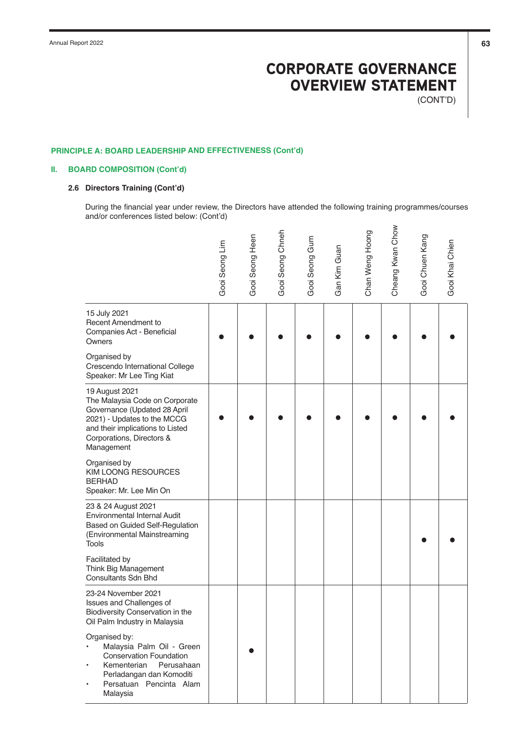# CORPORATE GOVERNANCE OVERVIEW STATEMENT

(CONT'D)

**PRINCIPLE A: BOARD LEADERSHIP AND EFFECTIVENESS (Cont'd)**

**II. BOARD COMPOSITION (Cont'd)**

**2.6 Directors Training (Cont'd)**

During the financial year under review, the Directors have attended the following training programmes/courses and/or conferences listed below: (Cont'd)

| | Gooi Seong Lim | Gooi Seong Heen | Gooi Seong Chneh | Gooi Seong Gum | Gan Kim Guan | Chan Weng Hoong | Cheang Kwan Chow | Gooi Chuen Kang | Gooi Khai Chien |
|---|---|---|---|---|---|---|---|---|---|
| 15 July 2021<br>Recent Amendment to Companies Act - Beneficial Owners<br><br>Organised by<br>Crescendo International College<br>Speaker: Mr Lee Ting Kiat | ● | ● | ● | ● | ● | ● | ● | ● | ● |
| 19 August 2021<br>The Malaysia Code on Corporate Governance (Updated 28 April 2021) - Updates to the MCCG and their implications to Listed Corporations, Directors & Management<br><br>Organised by<br>KIM LOONG RESOURCES BERHAD<br>Speaker: Mr. Lee Min On | ● | ● | ● | ● | ● | ● | ● | ● | ● |
| 23 & 24 August 2021<br>Environmental Internal Audit Based on Guided Self-Regulation (Environmental Mainstreaming Tools<br><br>Facilitated by<br>Think Big Management Consultants Sdn Bhd | | | | | | | | ● | ● |
| 23-24 November 2021<br>Issues and Challenges of Biodiversity Conservation in the Oil Palm Industry in Malaysia<br><br>Organised by:<br>• Malaysia Palm Oil - Green Conservation Foundation<br>• Kementerian Perusahaan Perladangan dan Komoditi<br>• Persatuan Pencinta Alam Malaysia | | ● | | | | | | | |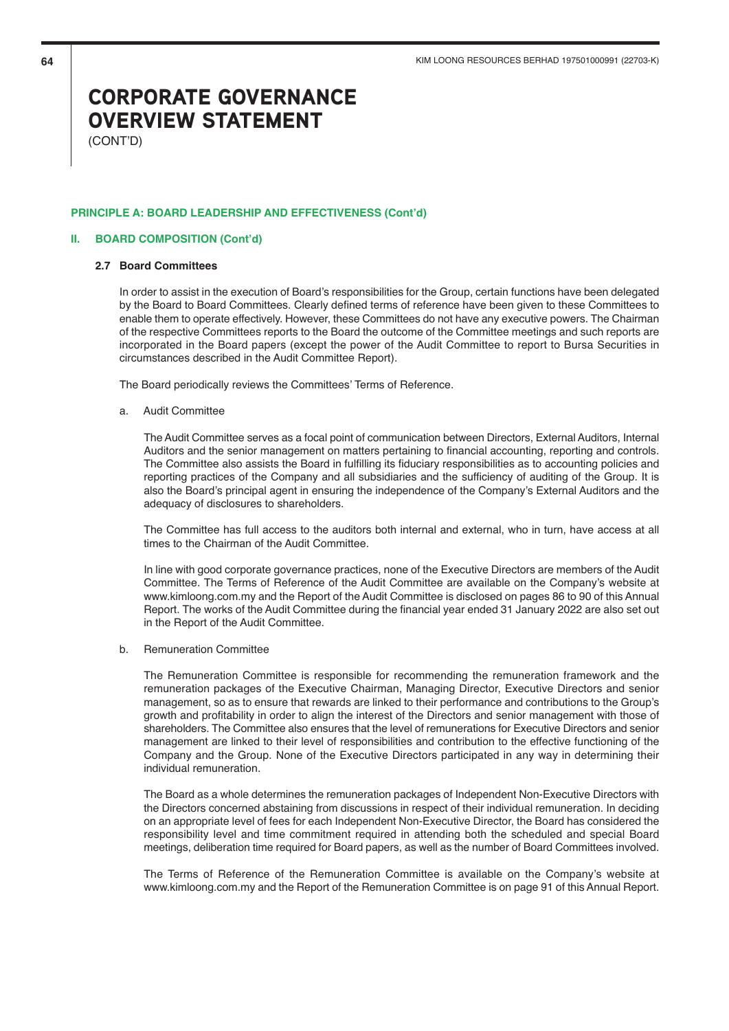# CORPORATE GOVERNANCE OVERVIEW STATEMENT
(CONT'D)

## PRINCIPLE A: BOARD LEADERSHIP AND EFFECTIVENESS (Cont'd)

### II. BOARD COMPOSITION (Cont'd)

#### 2.7 Board Committees

In order to assist in the execution of Board's responsibilities for the Group, certain functions have been delegated by the Board to Board Committees. Clearly defined terms of reference have been given to these Committees to enable them to operate effectively. However, these Committees do not have any executive powers. The Chairman of the respective Committees reports to the Board the outcome of the Committee meetings and such reports are incorporated in the Board papers (except the power of the Audit Committee to report to Bursa Securities in circumstances described in the Audit Committee Report).

The Board periodically reviews the Committees' Terms of Reference.

a. Audit Committee

The Audit Committee serves as a focal point of communication between Directors, External Auditors, Internal Auditors and the senior management on matters pertaining to financial accounting, reporting and controls. The Committee also assists the Board in fulfilling its fiduciary responsibilities as to accounting policies and reporting practices of the Company and all subsidiaries and the sufficiency of auditing of the Group. It is also the Board's principal agent in ensuring the independence of the Company's External Auditors and the adequacy of disclosures to shareholders.

The Committee has full access to the auditors both internal and external, who in turn, have access at all times to the Chairman of the Audit Committee.

In line with good corporate governance practices, none of the Executive Directors are members of the Audit Committee. The Terms of Reference of the Audit Committee are available on the Company's website at www.kimloong.com.my and the Report of the Audit Committee is disclosed on pages 86 to 90 of this Annual Report. The works of the Audit Committee during the financial year ended 31 January 2022 are also set out in the Report of the Audit Committee.

b. Remuneration Committee

The Remuneration Committee is responsible for recommending the remuneration framework and the remuneration packages of the Executive Chairman, Managing Director, Executive Directors and senior management, so as to ensure that rewards are linked to their performance and contributions to the Group's growth and profitability in order to align the interest of the Directors and senior management with those of shareholders. The Committee also ensures that the level of remunerations for Executive Directors and senior management are linked to their level of responsibilities and contribution to the effective functioning of the Company and the Group. None of the Executive Directors participated in any way in determining their individual remuneration.

The Board as a whole determines the remuneration packages of Independent Non-Executive Directors with the Directors concerned abstaining from discussions in respect of their individual remuneration. In deciding on an appropriate level of fees for each Independent Non-Executive Director, the Board has considered the responsibility level and time commitment required in attending both the scheduled and special Board meetings, deliberation time required for Board papers, as well as the number of Board Committees involved.

The Terms of Reference of the Remuneration Committee is available on the Company's website at www.kimloong.com.my and the Report of the Remuneration Committee is on page 91 of this Annual Report.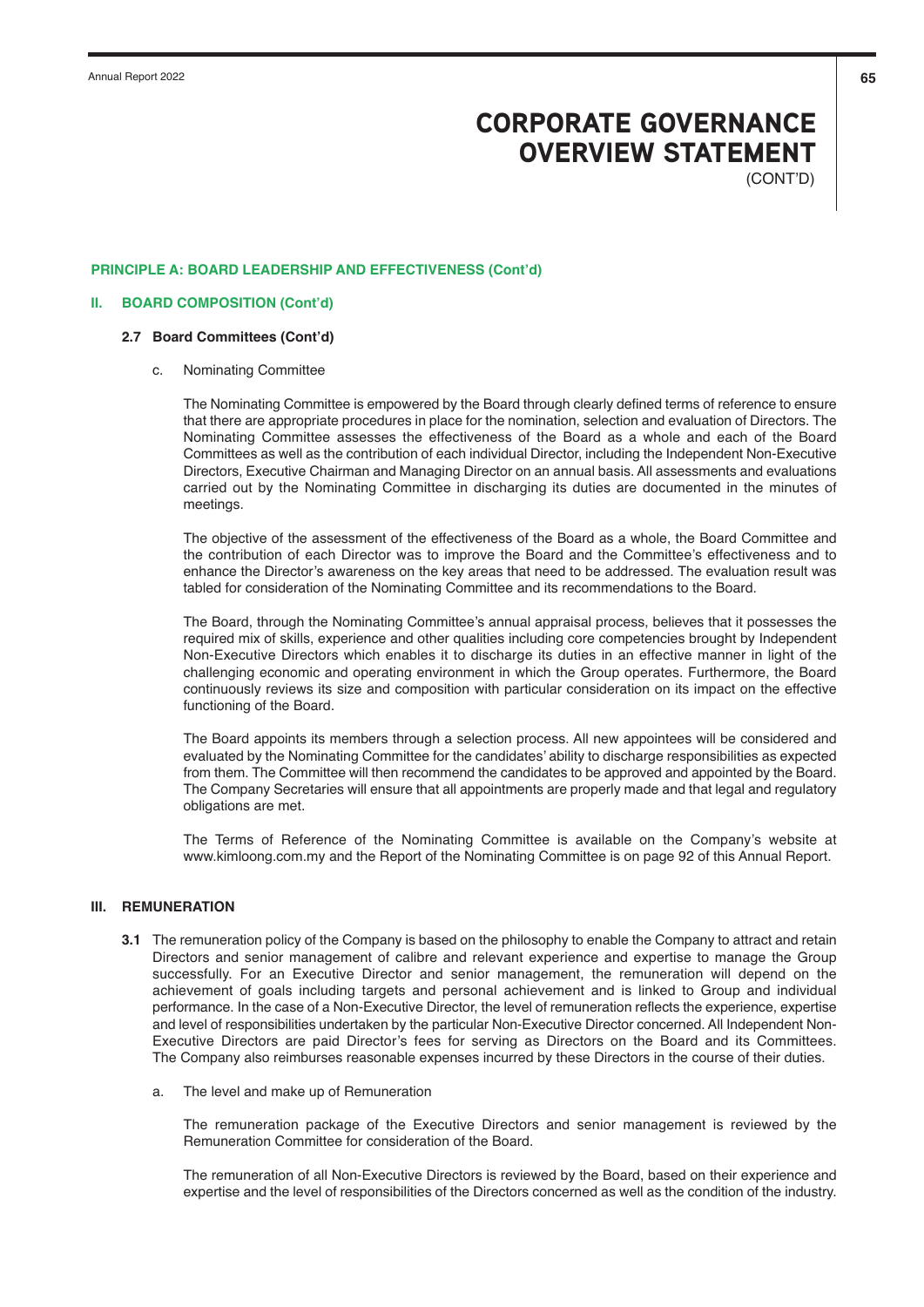# CORPORATE GOVERNANCE OVERVIEW STATEMENT

(CONT'D)

## PRINCIPLE A: BOARD LEADERSHIP AND EFFECTIVENESS (Cont'd)

### II. BOARD COMPOSITION (Cont'd)

#### 2.7 Board Committees (Cont'd)

c. Nominating Committee

The Nominating Committee is empowered by the Board through clearly defined terms of reference to ensure that there are appropriate procedures in place for the nomination, selection and evaluation of Directors. The Nominating Committee assesses the effectiveness of the Board as a whole and each of the Board Committees as well as the contribution of each individual Director, including the Independent Non-Executive Directors, Executive Chairman and Managing Director on an annual basis. All assessments and evaluations carried out by the Nominating Committee in discharging its duties are documented in the minutes of meetings.

The objective of the assessment of the effectiveness of the Board as a whole, the Board Committee and the contribution of each Director was to improve the Board and the Committee's effectiveness and to enhance the Director's awareness on the key areas that need to be addressed. The evaluation result was tabled for consideration of the Nominating Committee and its recommendations to the Board.

The Board, through the Nominating Committee's annual appraisal process, believes that it possesses the required mix of skills, experience and other qualities including core competencies brought by Independent Non-Executive Directors which enables it to discharge its duties in an effective manner in light of the challenging economic and operating environment in which the Group operates. Furthermore, the Board continuously reviews its size and composition with particular consideration on its impact on the effective functioning of the Board.

The Board appoints its members through a selection process. All new appointees will be considered and evaluated by the Nominating Committee for the candidates' ability to discharge responsibilities as expected from them. The Committee will then recommend the candidates to be approved and appointed by the Board. The Company Secretaries will ensure that all appointments are properly made and that legal and regulatory obligations are met.

The Terms of Reference of the Nominating Committee is available on the Company's website at www.kimloong.com.my and the Report of the Nominating Committee is on page 92 of this Annual Report.

### III. REMUNERATION

**3.1** The remuneration policy of the Company is based on the philosophy to enable the Company to attract and retain Directors and senior management of calibre and relevant experience and expertise to manage the Group successfully. For an Executive Director and senior management, the remuneration will depend on the achievement of goals including targets and personal achievement and is linked to Group and individual performance. In the case of a Non-Executive Director, the level of remuneration reflects the experience, expertise and level of responsibilities undertaken by the particular Non-Executive Director concerned. All Independent Non-Executive Directors are paid Director's fees for serving as Directors on the Board and its Committees. The Company also reimburses reasonable expenses incurred by these Directors in the course of their duties.

a. The level and make up of Remuneration

The remuneration package of the Executive Directors and senior management is reviewed by the Remuneration Committee for consideration of the Board.

The remuneration of all Non-Executive Directors is reviewed by the Board, based on their experience and expertise and the level of responsibilities of the Directors concerned as well as the condition of the industry.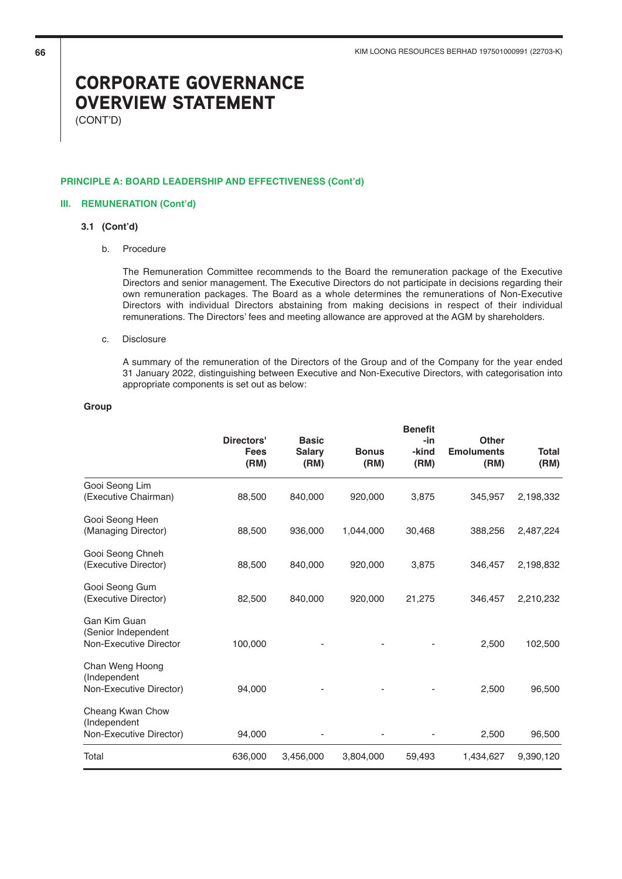# CORPORATE GOVERNANCE OVERVIEW STATEMENT
(CONT'D)

**PRINCIPLE A: BOARD LEADERSHIP AND EFFECTIVENESS (Cont'd)**

**III. REMUNERATION (Cont'd)**

**3.1 (Cont'd)**

b. Procedure

The Remuneration Committee recommends to the Board the remuneration package of the Executive Directors and senior management. The Executive Directors do not participate in decisions regarding their own remuneration packages. The Board as a whole determines the remunerations of Non-Executive Directors with individual Directors abstaining from making decisions in respect of their individual remunerations. The Directors' fees and meeting allowance are approved at the AGM by shareholders.

c. Disclosure

A summary of the remuneration of the Directors of the Group and of the Company for the year ended 31 January 2022, distinguishing between Executive and Non-Executive Directors, with categorisation into appropriate components is set out as below:

**Group**

| | Directors' Fees (RM) | Basic Salary (RM) | Bonus (RM) | Benefit-in-kind (RM) | Other Emoluments (RM) | Total (RM) |
|---|---|---|---|---|---|---|
| Gooi Seong Lim (Executive Chairman) | 88,500 | 840,000 | 920,000 | 3,875 | 345,957 | 2,198,332 |
| Gooi Seong Heen (Managing Director) | 88,500 | 936,000 | 1,044,000 | 30,468 | 388,256 | 2,487,224 |
| Gooi Seong Chneh (Executive Director) | 88,500 | 840,000 | 920,000 | 3,875 | 346,457 | 2,198,832 |
| Gooi Seong Gum (Executive Director) | 82,500 | 840,000 | 920,000 | 21,275 | 346,457 | 2,210,232 |
| Gan Kim Guan (Senior Independent Non-Executive Director | 100,000 | - | - | - | 2,500 | 102,500 |
| Chan Weng Hoong (Independent Non-Executive Director) | 94,000 | - | - | - | 2,500 | 96,500 |
| Cheang Kwan Chow (Independent Non-Executive Director) | 94,000 | - | - | - | 2,500 | 96,500 |
| Total | 636,000 | 3,456,000 | 3,804,000 | 59,493 | 1,434,627 | 9,390,120 |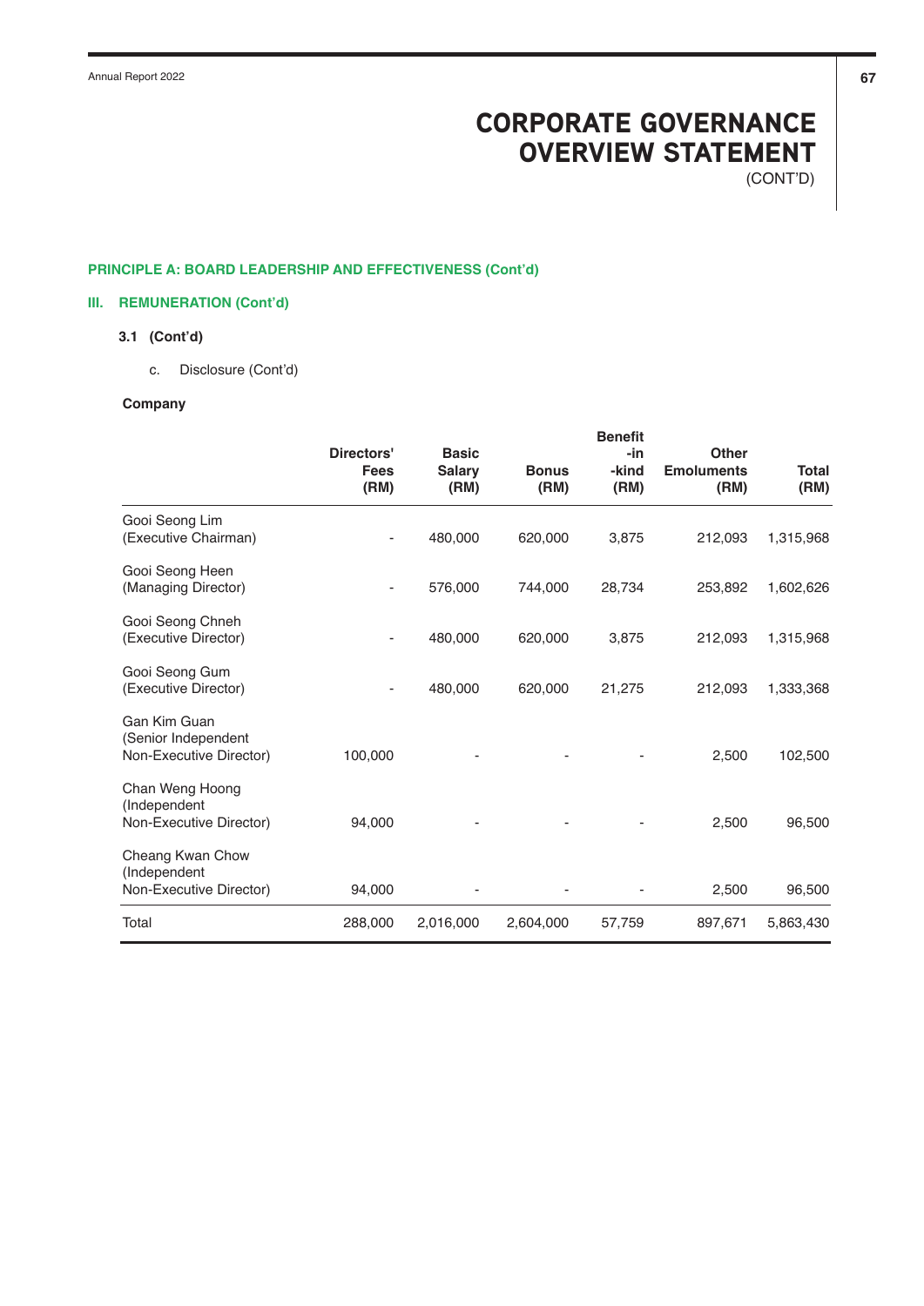# CORPORATE GOVERNANCE OVERVIEW STATEMENT

(CONT'D)

**PRINCIPLE A: BOARD LEADERSHIP AND EFFECTIVENESS (Cont'd)**

**III. REMUNERATION (Cont'd)**

**3.1 (Cont'd)**

c. Disclosure (Cont'd)

**Company**

| | Directors' Fees (RM) | Basic Salary (RM) | Bonus (RM) | Benefit-in-kind (RM) | Other Emoluments (RM) | Total (RM) |
|---|---|---|---|---|---|---|
| Gooi Seong Lim (Executive Chairman) | - | 480,000 | 620,000 | 3,875 | 212,093 | 1,315,968 |
| Gooi Seong Heen (Managing Director) | - | 576,000 | 744,000 | 28,734 | 253,892 | 1,602,626 |
| Gooi Seong Chneh (Executive Director) | - | 480,000 | 620,000 | 3,875 | 212,093 | 1,315,968 |
| Gooi Seong Gum (Executive Director) | - | 480,000 | 620,000 | 21,275 | 212,093 | 1,333,368 |
| Gan Kim Guan (Senior Independent Non-Executive Director) | 100,000 | - | - | - | 2,500 | 102,500 |
| Chan Weng Hoong (Independent Non-Executive Director) | 94,000 | - | - | - | 2,500 | 96,500 |
| Cheang Kwan Chow (Independent Non-Executive Director) | 94,000 | - | - | - | 2,500 | 96,500 |
| Total | 288,000 | 2,016,000 | 2,604,000 | 57,759 | 897,671 | 5,863,430 |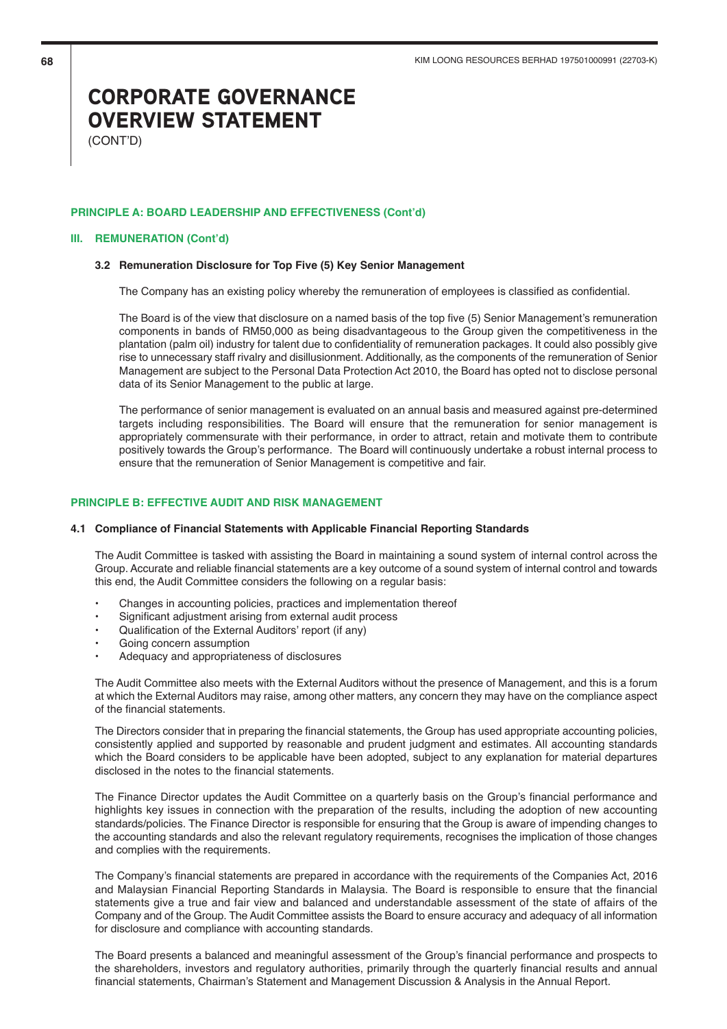# CORPORATE GOVERNANCE OVERVIEW STATEMENT

(CONT'D)

## PRINCIPLE A: BOARD LEADERSHIP AND EFFECTIVENESS (Cont'd)

### III. REMUNERATION (Cont'd)

#### 3.2 Remuneration Disclosure for Top Five (5) Key Senior Management

The Company has an existing policy whereby the remuneration of employees is classified as confidential.

The Board is of the view that disclosure on a named basis of the top five (5) Senior Management's remuneration components in bands of RM50,000 as being disadvantageous to the Group given the competitiveness in the plantation (palm oil) industry for talent due to confidentiality of remuneration packages. It could also possibly give rise to unnecessary staff rivalry and disillusionment. Additionally, as the components of the remuneration of Senior Management are subject to the Personal Data Protection Act 2010, the Board has opted not to disclose personal data of its Senior Management to the public at large.

The performance of senior management is evaluated on an annual basis and measured against pre-determined targets including responsibilities. The Board will ensure that the remuneration for senior management is appropriately commensurate with their performance, in order to attract, retain and motivate them to contribute positively towards the Group's performance. The Board will continuously undertake a robust internal process to ensure that the remuneration of Senior Management is competitive and fair.

## PRINCIPLE B: EFFECTIVE AUDIT AND RISK MANAGEMENT

### 4.1 Compliance of Financial Statements with Applicable Financial Reporting Standards

The Audit Committee is tasked with assisting the Board in maintaining a sound system of internal control across the Group. Accurate and reliable financial statements are a key outcome of a sound system of internal control and towards this end, the Audit Committee considers the following on a regular basis:

- Changes in accounting policies, practices and implementation thereof
- Significant adjustment arising from external audit process
- Qualification of the External Auditors' report (if any)
- Going concern assumption
- Adequacy and appropriateness of disclosures

The Audit Committee also meets with the External Auditors without the presence of Management, and this is a forum at which the External Auditors may raise, among other matters, any concern they may have on the compliance aspect of the financial statements.

The Directors consider that in preparing the financial statements, the Group has used appropriate accounting policies, consistently applied and supported by reasonable and prudent judgment and estimates. All accounting standards which the Board considers to be applicable have been adopted, subject to any explanation for material departures disclosed in the notes to the financial statements.

The Finance Director updates the Audit Committee on a quarterly basis on the Group's financial performance and highlights key issues in connection with the preparation of the results, including the adoption of new accounting standards/policies. The Finance Director is responsible for ensuring that the Group is aware of impending changes to the accounting standards and also the relevant regulatory requirements, recognises the implication of those changes and complies with the requirements.

The Company's financial statements are prepared in accordance with the requirements of the Companies Act, 2016 and Malaysian Financial Reporting Standards in Malaysia. The Board is responsible to ensure that the financial statements give a true and fair view and balanced and understandable assessment of the state of affairs of the Company and of the Group. The Audit Committee assists the Board to ensure accuracy and adequacy of all information for disclosure and compliance with accounting standards.

The Board presents a balanced and meaningful assessment of the Group's financial performance and prospects to the shareholders, investors and regulatory authorities, primarily through the quarterly financial results and annual financial statements, Chairman's Statement and Management Discussion & Analysis in the Annual Report.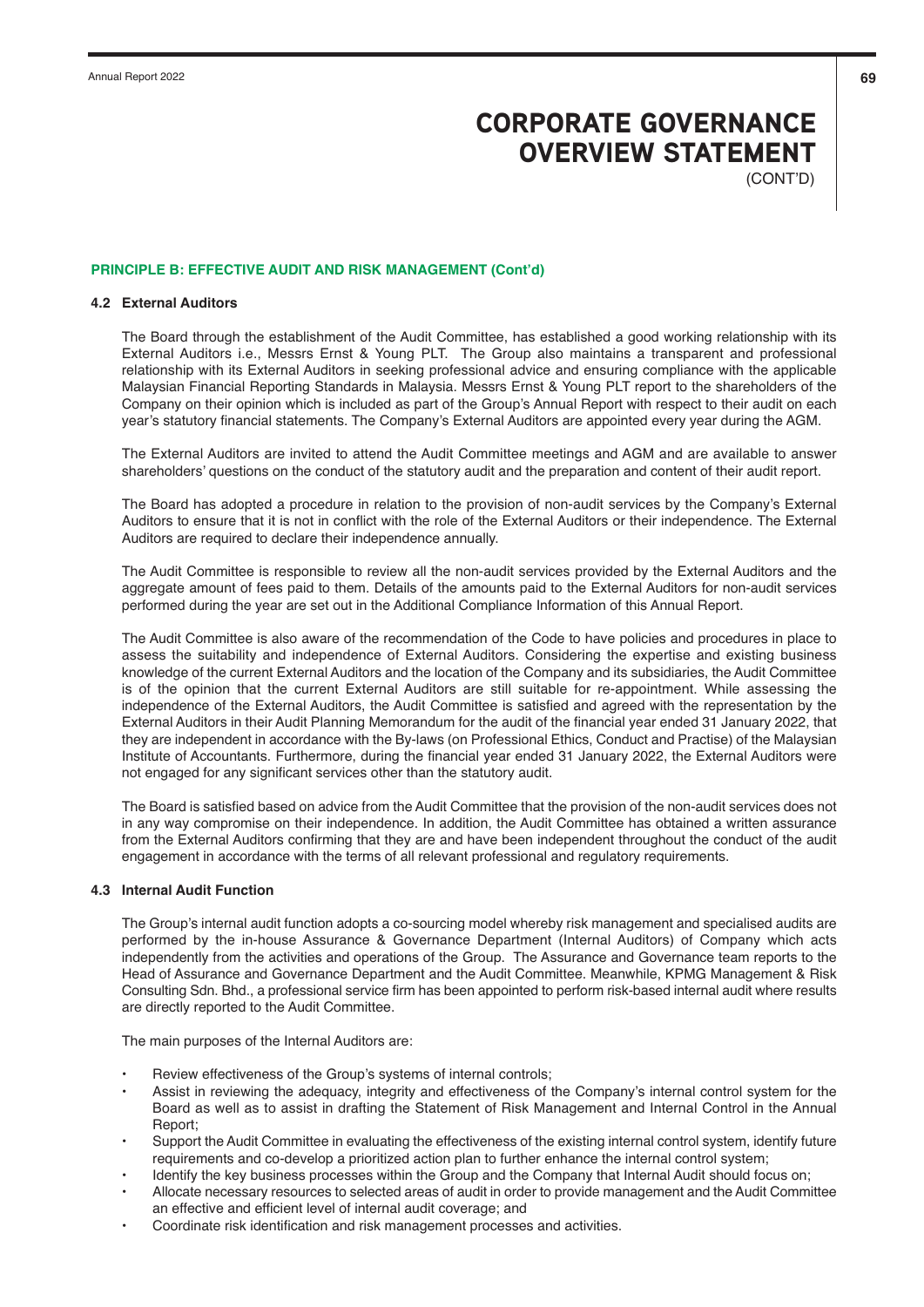# CORPORATE GOVERNANCE OVERVIEW STATEMENT

(CONT'D)

## PRINCIPLE B: EFFECTIVE AUDIT AND RISK MANAGEMENT (Cont'd)

### 4.2 External Auditors

The Board through the establishment of the Audit Committee, has established a good working relationship with its External Auditors i.e., Messrs Ernst & Young PLT. The Group also maintains a transparent and professional relationship with its External Auditors in seeking professional advice and ensuring compliance with the applicable Malaysian Financial Reporting Standards in Malaysia. Messrs Ernst & Young PLT report to the shareholders of the Company on their opinion which is included as part of the Group's Annual Report with respect to their audit on each year's statutory financial statements. The Company's External Auditors are appointed every year during the AGM.

The External Auditors are invited to attend the Audit Committee meetings and AGM and are available to answer shareholders' questions on the conduct of the statutory audit and the preparation and content of their audit report.

The Board has adopted a procedure in relation to the provision of non-audit services by the Company's External Auditors to ensure that it is not in conflict with the role of the External Auditors or their independence. The External Auditors are required to declare their independence annually.

The Audit Committee is responsible to review all the non-audit services provided by the External Auditors and the aggregate amount of fees paid to them. Details of the amounts paid to the External Auditors for non-audit services performed during the year are set out in the Additional Compliance Information of this Annual Report.

The Audit Committee is also aware of the recommendation of the Code to have policies and procedures in place to assess the suitability and independence of External Auditors. Considering the expertise and existing business knowledge of the current External Auditors and the location of the Company and its subsidiaries, the Audit Committee is of the opinion that the current External Auditors are still suitable for re-appointment. While assessing the independence of the External Auditors, the Audit Committee is satisfied and agreed with the representation by the External Auditors in their Audit Planning Memorandum for the audit of the financial year ended 31 January 2022, that they are independent in accordance with the By-laws (on Professional Ethics, Conduct and Practise) of the Malaysian Institute of Accountants. Furthermore, during the financial year ended 31 January 2022, the External Auditors were not engaged for any significant services other than the statutory audit.

The Board is satisfied based on advice from the Audit Committee that the provision of the non-audit services does not in any way compromise on their independence. In addition, the Audit Committee has obtained a written assurance from the External Auditors confirming that they are and have been independent throughout the conduct of the audit engagement in accordance with the terms of all relevant professional and regulatory requirements.

### 4.3 Internal Audit Function

The Group's internal audit function adopts a co-sourcing model whereby risk management and specialised audits are performed by the in-house Assurance & Governance Department (Internal Auditors) of Company which acts independently from the activities and operations of the Group. The Assurance and Governance team reports to the Head of Assurance and Governance Department and the Audit Committee. Meanwhile, KPMG Management & Risk Consulting Sdn. Bhd., a professional service firm has been appointed to perform risk-based internal audit where results are directly reported to the Audit Committee.

The main purposes of the Internal Auditors are:

- Review effectiveness of the Group's systems of internal controls;
- Assist in reviewing the adequacy, integrity and effectiveness of the Company's internal control system for the Board as well as to assist in drafting the Statement of Risk Management and Internal Control in the Annual Report;
- Support the Audit Committee in evaluating the effectiveness of the existing internal control system, identify future requirements and co-develop a prioritized action plan to further enhance the internal control system;
- Identify the key business processes within the Group and the Company that Internal Audit should focus on;
- Allocate necessary resources to selected areas of audit in order to provide management and the Audit Committee an effective and efficient level of internal audit coverage; and
- Coordinate risk identification and risk management processes and activities.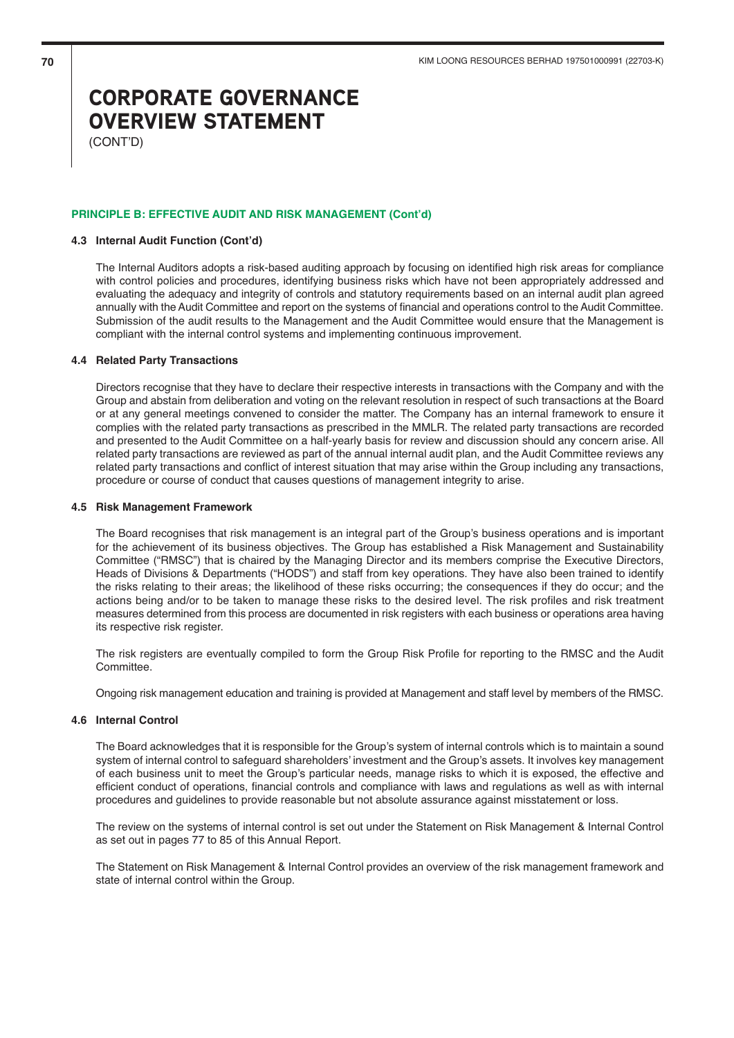# CORPORATE GOVERNANCE OVERVIEW STATEMENT

(CONT'D)

## PRINCIPLE B: EFFECTIVE AUDIT AND RISK MANAGEMENT (Cont'd)

### 4.3 Internal Audit Function (Cont'd)

The Internal Auditors adopts a risk-based auditing approach by focusing on identified high risk areas for compliance with control policies and procedures, identifying business risks which have not been appropriately addressed and evaluating the adequacy and integrity of controls and statutory requirements based on an internal audit plan agreed annually with the Audit Committee and report on the systems of financial and operations control to the Audit Committee. Submission of the audit results to the Management and the Audit Committee would ensure that the Management is compliant with the internal control systems and implementing continuous improvement.

### 4.4 Related Party Transactions

Directors recognise that they have to declare their respective interests in transactions with the Company and with the Group and abstain from deliberation and voting on the relevant resolution in respect of such transactions at the Board or at any general meetings convened to consider the matter. The Company has an internal framework to ensure it complies with the related party transactions as prescribed in the MMLR. The related party transactions are recorded and presented to the Audit Committee on a half-yearly basis for review and discussion should any concern arise. All related party transactions are reviewed as part of the annual internal audit plan, and the Audit Committee reviews any related party transactions and conflict of interest situation that may arise within the Group including any transactions, procedure or course of conduct that causes questions of management integrity to arise.

### 4.5 Risk Management Framework

The Board recognises that risk management is an integral part of the Group's business operations and is important for the achievement of its business objectives. The Group has established a Risk Management and Sustainability Committee ("RMSC") that is chaired by the Managing Director and its members comprise the Executive Directors, Heads of Divisions & Departments ("HODS") and staff from key operations. They have also been trained to identify the risks relating to their areas; the likelihood of these risks occurring; the consequences if they do occur; and the actions being and/or to be taken to manage these risks to the desired level. The risk profiles and risk treatment measures determined from this process are documented in risk registers with each business or operations area having its respective risk register.

The risk registers are eventually compiled to form the Group Risk Profile for reporting to the RMSC and the Audit Committee.

Ongoing risk management education and training is provided at Management and staff level by members of the RMSC.

### 4.6 Internal Control

The Board acknowledges that it is responsible for the Group's system of internal controls which is to maintain a sound system of internal control to safeguard shareholders' investment and the Group's assets. It involves key management of each business unit to meet the Group's particular needs, manage risks to which it is exposed, the effective and efficient conduct of operations, financial controls and compliance with laws and regulations as well as with internal procedures and guidelines to provide reasonable but not absolute assurance against misstatement or loss.

The review on the systems of internal control is set out under the Statement on Risk Management & Internal Control as set out in pages 77 to 85 of this Annual Report.

The Statement on Risk Management & Internal Control provides an overview of the risk management framework and state of internal control within the Group.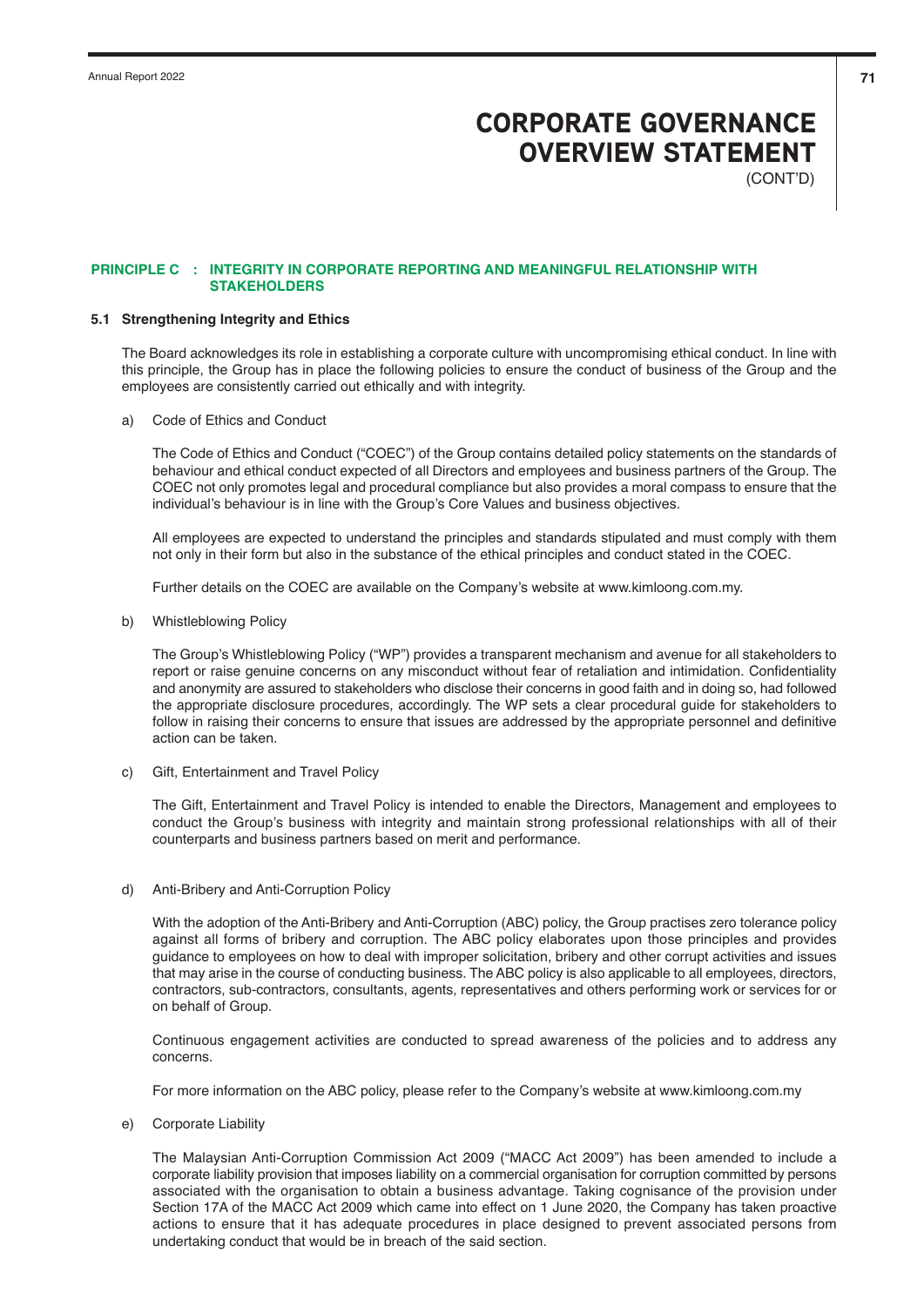# CORPORATE GOVERNANCE OVERVIEW STATEMENT

(CONT'D)

## PRINCIPLE C : INTEGRITY IN CORPORATE REPORTING AND MEANINGFUL RELATIONSHIP WITH STAKEHOLDERS

### 5.1 Strengthening Integrity and Ethics

The Board acknowledges its role in establishing a corporate culture with uncompromising ethical conduct. In line with this principle, the Group has in place the following policies to ensure the conduct of business of the Group and the employees are consistently carried out ethically and with integrity.

a) Code of Ethics and Conduct

The Code of Ethics and Conduct ("COEC") of the Group contains detailed policy statements on the standards of behaviour and ethical conduct expected of all Directors and employees and business partners of the Group. The COEC not only promotes legal and procedural compliance but also provides a moral compass to ensure that the individual's behaviour is in line with the Group's Core Values and business objectives.

All employees are expected to understand the principles and standards stipulated and must comply with them not only in their form but also in the substance of the ethical principles and conduct stated in the COEC.

Further details on the COEC are available on the Company's website at www.kimloong.com.my.

b) Whistleblowing Policy

The Group's Whistleblowing Policy ("WP") provides a transparent mechanism and avenue for all stakeholders to report or raise genuine concerns on any misconduct without fear of retaliation and intimidation. Confidentiality and anonymity are assured to stakeholders who disclose their concerns in good faith and in doing so, had followed the appropriate disclosure procedures, accordingly. The WP sets a clear procedural guide for stakeholders to follow in raising their concerns to ensure that issues are addressed by the appropriate personnel and definitive action can be taken.

c) Gift, Entertainment and Travel Policy

The Gift, Entertainment and Travel Policy is intended to enable the Directors, Management and employees to conduct the Group's business with integrity and maintain strong professional relationships with all of their counterparts and business partners based on merit and performance.

d) Anti-Bribery and Anti-Corruption Policy

With the adoption of the Anti-Bribery and Anti-Corruption (ABC) policy, the Group practises zero tolerance policy against all forms of bribery and corruption. The ABC policy elaborates upon those principles and provides guidance to employees on how to deal with improper solicitation, bribery and other corrupt activities and issues that may arise in the course of conducting business. The ABC policy is also applicable to all employees, directors, contractors, sub-contractors, consultants, agents, representatives and others performing work or services for or on behalf of Group.

Continuous engagement activities are conducted to spread awareness of the policies and to address any concerns.

For more information on the ABC policy, please refer to the Company's website at www.kimloong.com.my

e) Corporate Liability

The Malaysian Anti-Corruption Commission Act 2009 ("MACC Act 2009") has been amended to include a corporate liability provision that imposes liability on a commercial organisation for corruption committed by persons associated with the organisation to obtain a business advantage. Taking cognisance of the provision under Section 17A of the MACC Act 2009 which came into effect on 1 June 2020, the Company has taken proactive actions to ensure that it has adequate procedures in place designed to prevent associated persons from undertaking conduct that would be in breach of the said section.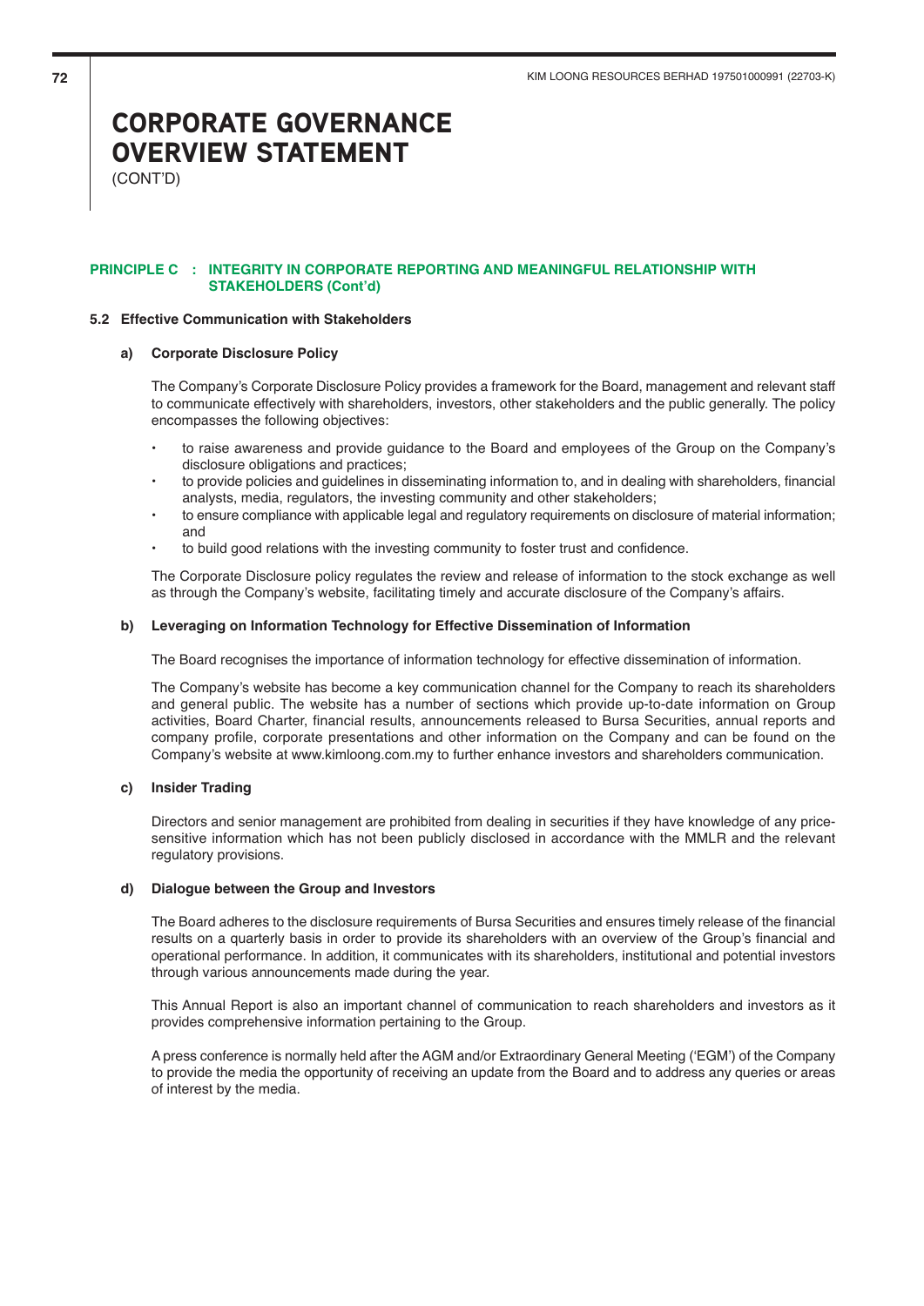# CORPORATE GOVERNANCE OVERVIEW STATEMENT

(CONT'D)

**PRINCIPLE C : INTEGRITY IN CORPORATE REPORTING AND MEANINGFUL RELATIONSHIP WITH STAKEHOLDERS (Cont'd)**

### 5.2 Effective Communication with Stakeholders

#### a) Corporate Disclosure Policy

The Company's Corporate Disclosure Policy provides a framework for the Board, management and relevant staff to communicate effectively with shareholders, investors, other stakeholders and the public generally. The policy encompasses the following objectives:

- to raise awareness and provide guidance to the Board and employees of the Group on the Company's disclosure obligations and practices;
- to provide policies and guidelines in disseminating information to, and in dealing with shareholders, financial analysts, media, regulators, the investing community and other stakeholders;
- to ensure compliance with applicable legal and regulatory requirements on disclosure of material information; and
- to build good relations with the investing community to foster trust and confidence.

The Corporate Disclosure policy regulates the review and release of information to the stock exchange as well as through the Company's website, facilitating timely and accurate disclosure of the Company's affairs.

#### b) Leveraging on Information Technology for Effective Dissemination of Information

The Board recognises the importance of information technology for effective dissemination of information.

The Company's website has become a key communication channel for the Company to reach its shareholders and general public. The website has a number of sections which provide up-to-date information on Group activities, Board Charter, financial results, announcements released to Bursa Securities, annual reports and company profile, corporate presentations and other information on the Company and can be found on the Company's website at www.kimloong.com.my to further enhance investors and shareholders communication.

#### c) Insider Trading

Directors and senior management are prohibited from dealing in securities if they have knowledge of any price-sensitive information which has not been publicly disclosed in accordance with the MMLR and the relevant regulatory provisions.

#### d) Dialogue between the Group and Investors

The Board adheres to the disclosure requirements of Bursa Securities and ensures timely release of the financial results on a quarterly basis in order to provide its shareholders with an overview of the Group's financial and operational performance. In addition, it communicates with its shareholders, institutional and potential investors through various announcements made during the year.

This Annual Report is also an important channel of communication to reach shareholders and investors as it provides comprehensive information pertaining to the Group.

A press conference is normally held after the AGM and/or Extraordinary General Meeting ('EGM') of the Company to provide the media the opportunity of receiving an update from the Board and to address any queries or areas of interest by the media.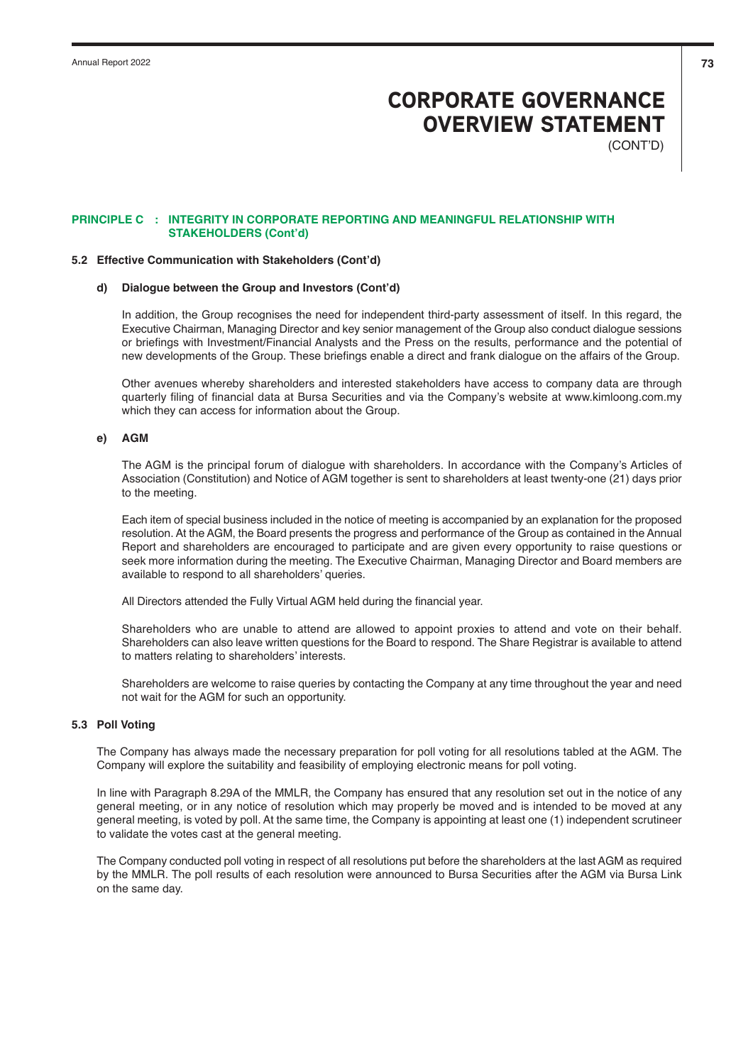# CORPORATE GOVERNANCE OVERVIEW STATEMENT (CONT'D)

## PRINCIPLE C : INTEGRITY IN CORPORATE REPORTING AND MEANINGFUL RELATIONSHIP WITH STAKEHOLDERS (Cont'd)

### 5.2 Effective Communication with Stakeholders (Cont'd)

#### d) Dialogue between the Group and Investors (Cont'd)

In addition, the Group recognises the need for independent third-party assessment of itself. In this regard, the Executive Chairman, Managing Director and key senior management of the Group also conduct dialogue sessions or briefings with Investment/Financial Analysts and the Press on the results, performance and the potential of new developments of the Group. These briefings enable a direct and frank dialogue on the affairs of the Group.

Other avenues whereby shareholders and interested stakeholders have access to company data are through quarterly filing of financial data at Bursa Securities and via the Company's website at www.kimloong.com.my which they can access for information about the Group.

#### e) AGM

The AGM is the principal forum of dialogue with shareholders. In accordance with the Company's Articles of Association (Constitution) and Notice of AGM together is sent to shareholders at least twenty-one (21) days prior to the meeting.

Each item of special business included in the notice of meeting is accompanied by an explanation for the proposed resolution. At the AGM, the Board presents the progress and performance of the Group as contained in the Annual Report and shareholders are encouraged to participate and are given every opportunity to raise questions or seek more information during the meeting. The Executive Chairman, Managing Director and Board members are available to respond to all shareholders' queries.

All Directors attended the Fully Virtual AGM held during the financial year.

Shareholders who are unable to attend are allowed to appoint proxies to attend and vote on their behalf. Shareholders can also leave written questions for the Board to respond. The Share Registrar is available to attend to matters relating to shareholders' interests.

Shareholders are welcome to raise queries by contacting the Company at any time throughout the year and need not wait for the AGM for such an opportunity.

### 5.3 Poll Voting

The Company has always made the necessary preparation for poll voting for all resolutions tabled at the AGM. The Company will explore the suitability and feasibility of employing electronic means for poll voting.

In line with Paragraph 8.29A of the MMLR, the Company has ensured that any resolution set out in the notice of any general meeting, or in any notice of resolution which may properly be moved and is intended to be moved at any general meeting, is voted by poll. At the same time, the Company is appointing at least one (1) independent scrutineer to validate the votes cast at the general meeting.

The Company conducted poll voting in respect of all resolutions put before the shareholders at the last AGM as required by the MMLR. The poll results of each resolution were announced to Bursa Securities after the AGM via Bursa Link on the same day.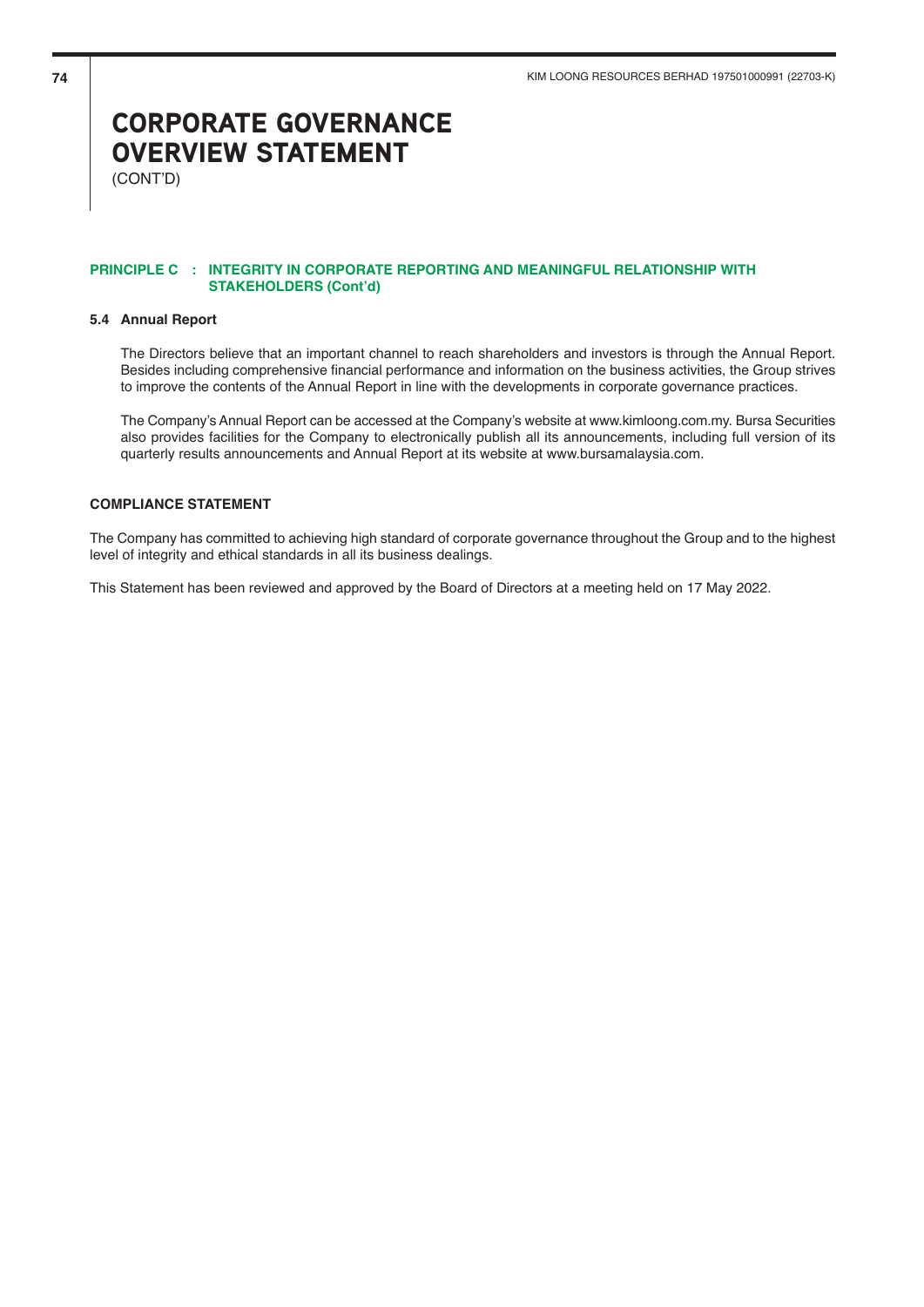# CORPORATE GOVERNANCE OVERVIEW STATEMENT
(CONT'D)

**PRINCIPLE C : INTEGRITY IN CORPORATE REPORTING AND MEANINGFUL RELATIONSHIP WITH STAKEHOLDERS (Cont'd)**

### 5.4 Annual Report

The Directors believe that an important channel to reach shareholders and investors is through the Annual Report. Besides including comprehensive financial performance and information on the business activities, the Group strives to improve the contents of the Annual Report in line with the developments in corporate governance practices.

The Company's Annual Report can be accessed at the Company's website at www.kimloong.com.my. Bursa Securities also provides facilities for the Company to electronically publish all its announcements, including full version of its quarterly results announcements and Annual Report at its website at www.bursamalaysia.com.

## COMPLIANCE STATEMENT

The Company has committed to achieving high standard of corporate governance throughout the Group and to the highest level of integrity and ethical standards in all its business dealings.

This Statement has been reviewed and approved by the Board of Directors at a meeting held on 17 May 2022.